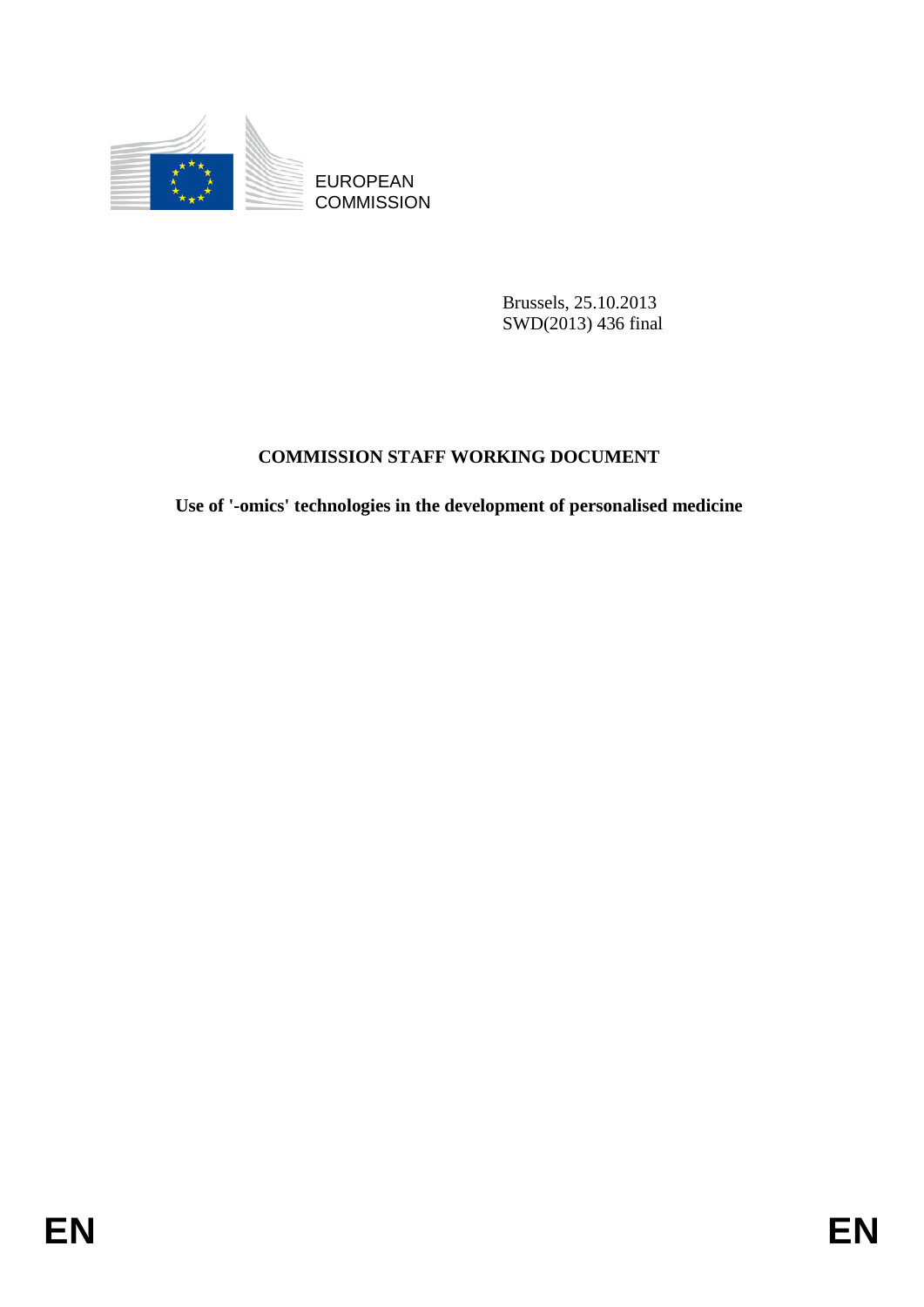EUROPEAN
COMMISSION

Brussels, 25.10.2013
SWD(2013) 436 final

# COMMISSION STAFF WORKING DOCUMENT

**Use of '-omics' technologies in the development of personalised medicine**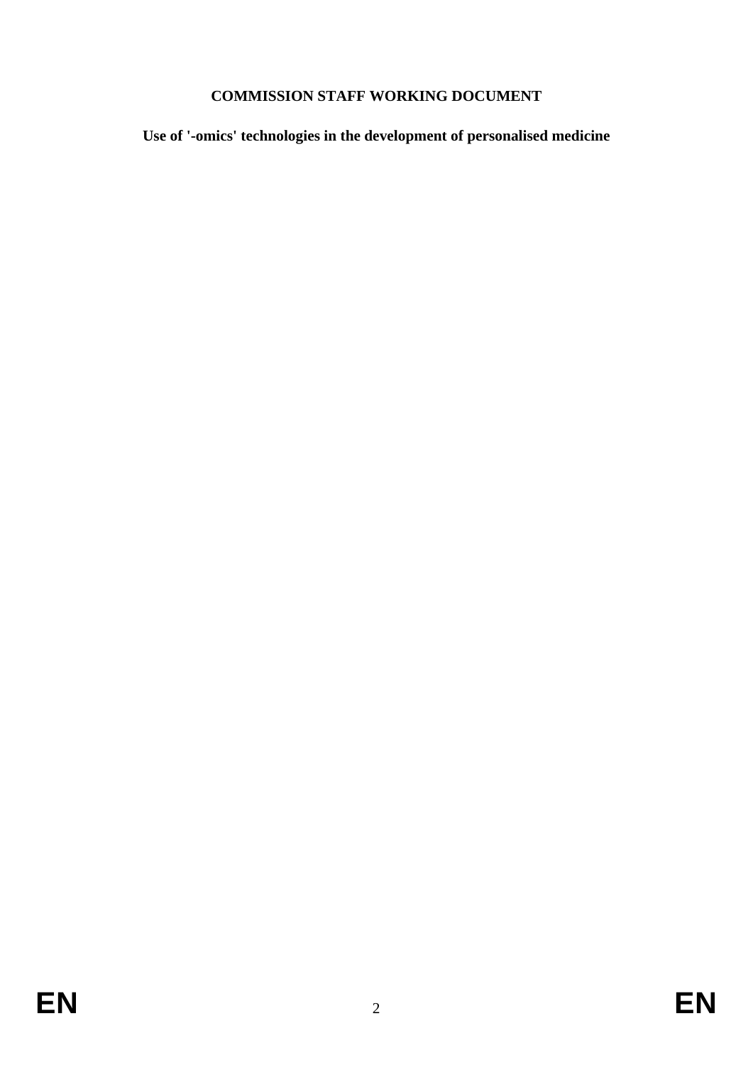# COMMISSION STAFF WORKING DOCUMENT

## Use of '-omics' technologies in the development of personalised medicine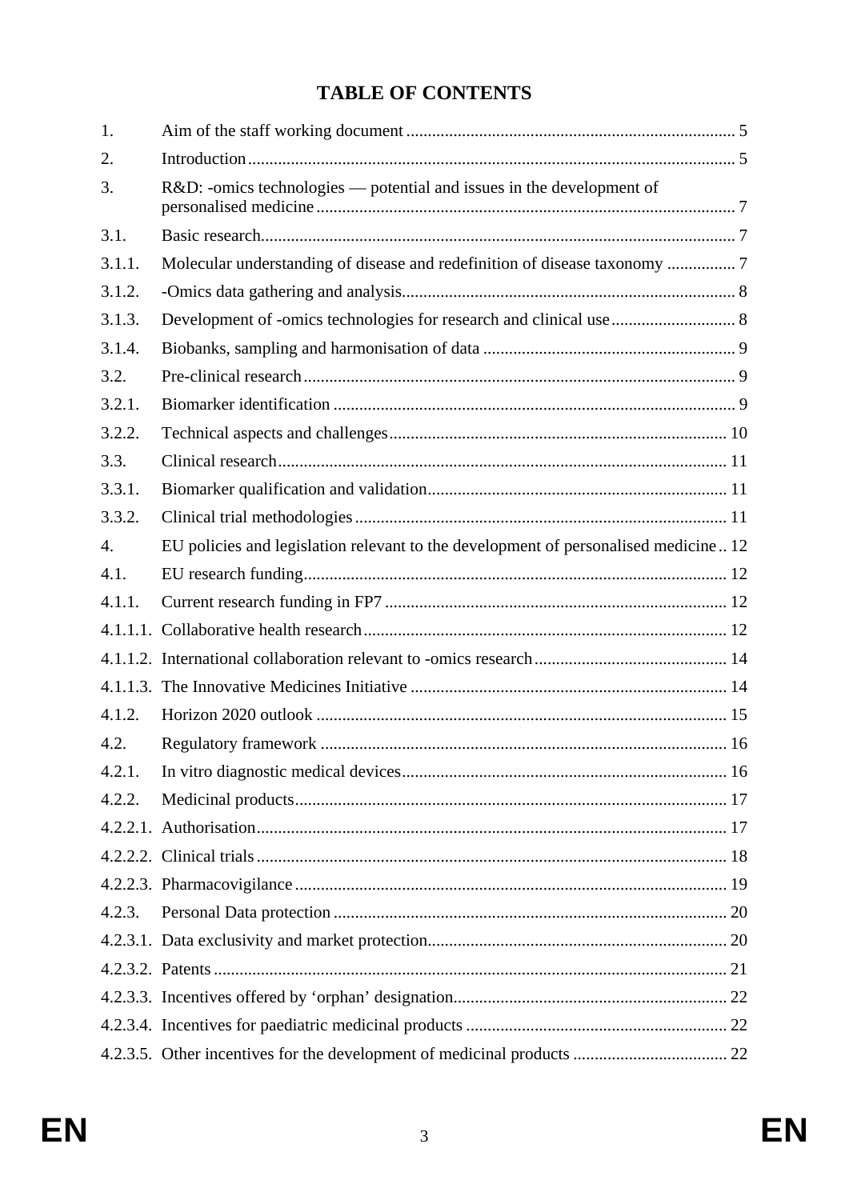# TABLE OF CONTENTS

| | | |
|---|---|---|
| 1. | Aim of the staff working document | 5 |
| 2. | Introduction | 5 |
| 3. | R&D: -omics technologies — potential and issues in the development of personalised medicine | 7 |
| 3.1. | Basic research | 7 |
| 3.1.1. | Molecular understanding of disease and redefinition of disease taxonomy | 7 |
| 3.1.2. | -Omics data gathering and analysis | 8 |
| 3.1.3. | Development of -omics technologies for research and clinical use | 8 |
| 3.1.4. | Biobanks, sampling and harmonisation of data | 9 |
| 3.2. | Pre-clinical research | 9 |
| 3.2.1. | Biomarker identification | 9 |
| 3.2.2. | Technical aspects and challenges | 10 |
| 3.3. | Clinical research | 11 |
| 3.3.1. | Biomarker qualification and validation | 11 |
| 3.3.2. | Clinical trial methodologies | 11 |
| 4. | EU policies and legislation relevant to the development of personalised medicine | 12 |
| 4.1. | EU research funding | 12 |
| 4.1.1. | Current research funding in FP7 | 12 |
| 4.1.1.1. | Collaborative health research | 12 |
| 4.1.1.2. | International collaboration relevant to -omics research | 14 |
| 4.1.1.3. | The Innovative Medicines Initiative | 14 |
| 4.1.2. | Horizon 2020 outlook | 15 |
| 4.2. | Regulatory framework | 16 |
| 4.2.1. | In vitro diagnostic medical devices | 16 |
| 4.2.2. | Medicinal products | 17 |
| 4.2.2.1. | Authorisation | 17 |
| 4.2.2.2. | Clinical trials | 18 |
| 4.2.2.3. | Pharmacovigilance | 19 |
| 4.2.3. | Personal Data protection | 20 |
| 4.2.3.1. | Data exclusivity and market protection | 20 |
| 4.2.3.2. | Patents | 21 |
| 4.2.3.3. | Incentives offered by 'orphan' designation | 22 |
| 4.2.3.4. | Incentives for paediatric medicinal products | 22 |
| 4.2.3.5. | Other incentives for the development of medicinal products | 22 |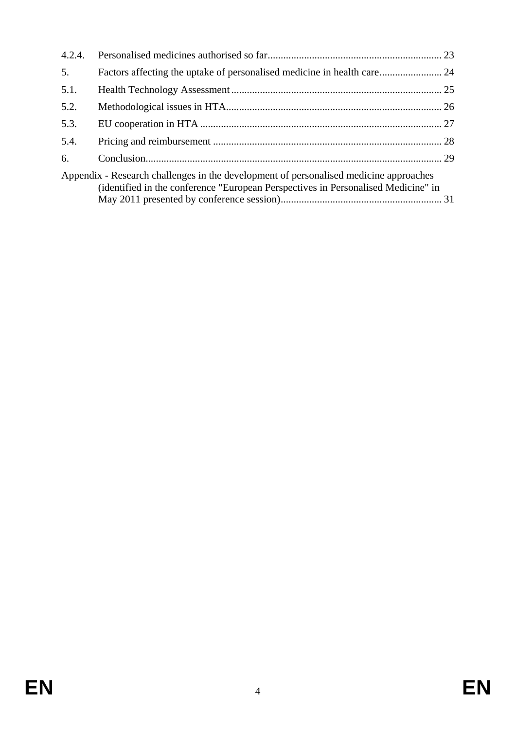| | | |
|---|---|---|
| 4.2.4. | Personalised medicines authorised so far | 23 |
| 5. | Factors affecting the uptake of personalised medicine in health care | 24 |
| 5.1. | Health Technology Assessment | 25 |
| 5.2. | Methodological issues in HTA | 26 |
| 5.3. | EU cooperation in HTA | 27 |
| 5.4. | Pricing and reimbursement | 28 |
| 6. | Conclusion | 29 |

Appendix - Research challenges in the development of personalised medicine approaches (identified in the conference "European Perspectives in Personalised Medicine" in May 2011 presented by conference session) ..... 31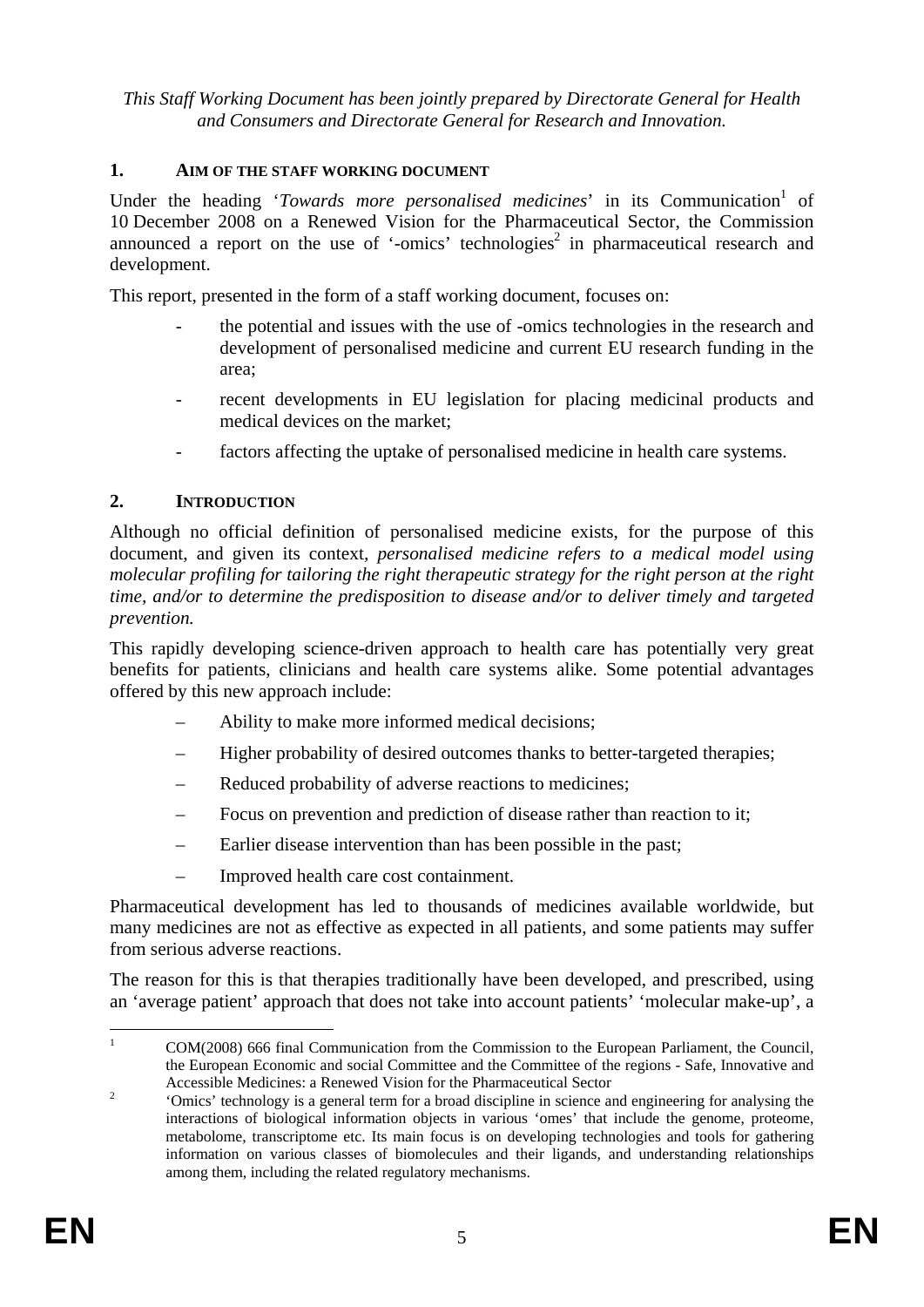*This Staff Working Document has been jointly prepared by Directorate General for Health and Consumers and Directorate General for Research and Innovation.*

## 1. AIM OF THE STAFF WORKING DOCUMENT

Under the heading '*Towards more personalised medicines*' in its Communication[1] of 10 December 2008 on a Renewed Vision for the Pharmaceutical Sector, the Commission announced a report on the use of '-omics' technologies[2] in pharmaceutical research and development.

This report, presented in the form of a staff working document, focuses on:

- the potential and issues with the use of -omics technologies in the research and development of personalised medicine and current EU research funding in the area;
- recent developments in EU legislation for placing medicinal products and medical devices on the market;
- factors affecting the uptake of personalised medicine in health care systems.

## 2. INTRODUCTION

Although no official definition of personalised medicine exists, for the purpose of this document, and given its context, *personalised medicine refers to a medical model using molecular profiling for tailoring the right therapeutic strategy for the right person at the right time, and/or to determine the predisposition to disease and/or to deliver timely and targeted prevention.*

This rapidly developing science-driven approach to health care has potentially very great benefits for patients, clinicians and health care systems alike. Some potential advantages offered by this new approach include:

- Ability to make more informed medical decisions;
- Higher probability of desired outcomes thanks to better-targeted therapies;
- Reduced probability of adverse reactions to medicines;
- Focus on prevention and prediction of disease rather than reaction to it;
- Earlier disease intervention than has been possible in the past;
- Improved health care cost containment.

Pharmaceutical development has led to thousands of medicines available worldwide, but many medicines are not as effective as expected in all patients, and some patients may suffer from serious adverse reactions.

The reason for this is that therapies traditionally have been developed, and prescribed, using an 'average patient' approach that does not take into account patients' 'molecular make-up', a

---

[1] COM(2008) 666 final Communication from the Commission to the European Parliament, the Council, the European Economic and social Committee and the Committee of the regions - Safe, Innovative and Accessible Medicines: a Renewed Vision for the Pharmaceutical Sector

[2] 'Omics' technology is a general term for a broad discipline in science and engineering for analysing the interactions of biological information objects in various 'omes' that include the genome, proteome, metabolome, transcriptome etc. Its main focus is on developing technologies and tools for gathering information on various classes of biomolecules and their ligands, and understanding relationships among them, including the related regulatory mechanisms.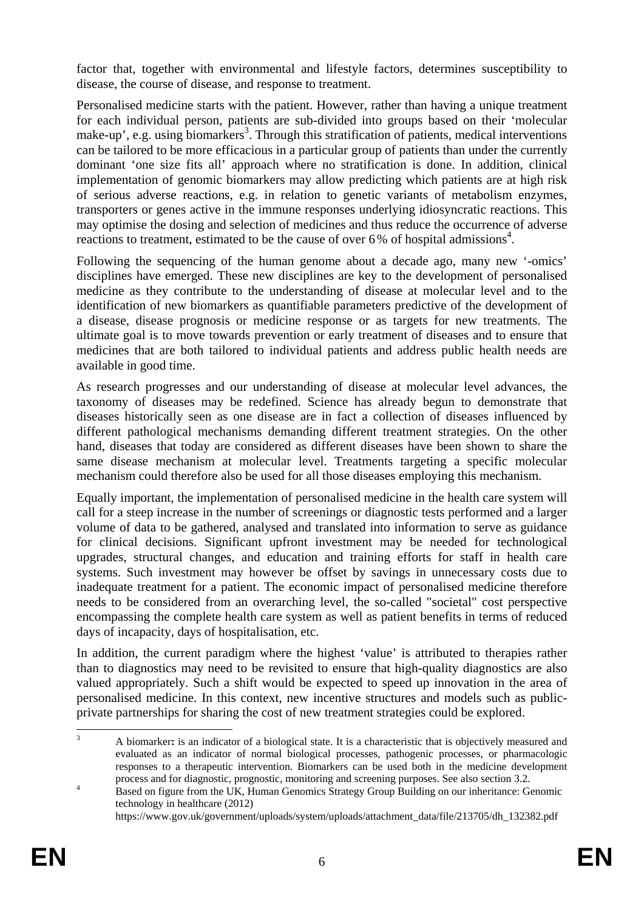factor that, together with environmental and lifestyle factors, determines susceptibility to disease, the course of disease, and response to treatment.

Personalised medicine starts with the patient. However, rather than having a unique treatment for each individual person, patients are sub-divided into groups based on their 'molecular make-up', e.g. using biomarkers[3]. Through this stratification of patients, medical interventions can be tailored to be more efficacious in a particular group of patients than under the currently dominant 'one size fits all' approach where no stratification is done. In addition, clinical implementation of genomic biomarkers may allow predicting which patients are at high risk of serious adverse reactions, e.g. in relation to genetic variants of metabolism enzymes, transporters or genes active in the immune responses underlying idiosyncratic reactions. This may optimise the dosing and selection of medicines and thus reduce the occurrence of adverse reactions to treatment, estimated to be the cause of over 6% of hospital admissions[4].

Following the sequencing of the human genome about a decade ago, many new '-omics' disciplines have emerged. These new disciplines are key to the development of personalised medicine as they contribute to the understanding of disease at molecular level and to the identification of new biomarkers as quantifiable parameters predictive of the development of a disease, disease prognosis or medicine response or as targets for new treatments. The ultimate goal is to move towards prevention or early treatment of diseases and to ensure that medicines that are both tailored to individual patients and address public health needs are available in good time.

As research progresses and our understanding of disease at molecular level advances, the taxonomy of diseases may be redefined. Science has already begun to demonstrate that diseases historically seen as one disease are in fact a collection of diseases influenced by different pathological mechanisms demanding different treatment strategies. On the other hand, diseases that today are considered as different diseases have been shown to share the same disease mechanism at molecular level. Treatments targeting a specific molecular mechanism could therefore also be used for all those diseases employing this mechanism.

Equally important, the implementation of personalised medicine in the health care system will call for a steep increase in the number of screenings or diagnostic tests performed and a larger volume of data to be gathered, analysed and translated into information to serve as guidance for clinical decisions. Significant upfront investment may be needed for technological upgrades, structural changes, and education and training efforts for staff in health care systems. Such investment may however be offset by savings in unnecessary costs due to inadequate treatment for a patient. The economic impact of personalised medicine therefore needs to be considered from an overarching level, the so-called "societal" cost perspective encompassing the complete health care system as well as patient benefits in terms of reduced days of incapacity, days of hospitalisation, etc.

In addition, the current paradigm where the highest 'value' is attributed to therapies rather than to diagnostics may need to be revisited to ensure that high-quality diagnostics are also valued appropriately. Such a shift would be expected to speed up innovation in the area of personalised medicine. In this context, new incentive structures and models such as public-private partnerships for sharing the cost of new treatment strategies could be explored.

---

[3] A biomarker**:** is an indicator of a biological state. It is a characteristic that is objectively measured and evaluated as an indicator of normal biological processes, pathogenic processes, or pharmacologic responses to a therapeutic intervention. Biomarkers can be used both in the medicine development process and for diagnostic, prognostic, monitoring and screening purposes. See also section 3.2.

[4] Based on figure from the UK, Human Genomics Strategy Group Building on our inheritance: Genomic technology in healthcare (2012) https://www.gov.uk/government/uploads/system/uploads/attachment_data/file/213705/dh_132382.pdf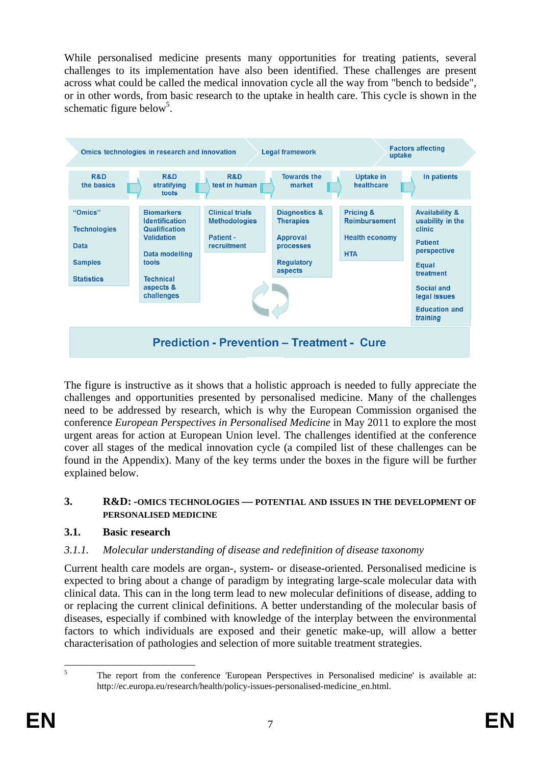While personalised medicine presents many opportunities for treating patients, several challenges to its implementation have also been identified. These challenges are present across what could be called the medical innovation cycle all the way from "bench to bedside", or in other words, from basic research to the uptake in health care. This cycle is shown in the schematic figure below[5].

| Omics technologies in research and innovation | | | Legal framework | | Factors affecting uptake |
|---|---|---|---|---|---|
| R&D the basics | R&D stratifying tools | R&D test in human | Towards the market | Uptake in healthcare | In patients |
| "Omics" Technologies Data Samples Statistics | Biomarkers Identification Qualification Validation; Data modelling tools; Technical aspects & challenges | Clinical trials Methodologies; Patient - recruitment | Diagnostics & Therapies; Approval processes; Regulatory aspects | Pricing & Reimbursement; Health economy; HTA | Availability & usability in the clinic; Patient perspective; Equal treatment; Social and legal issues; Education and training |

**Prediction - Prevention – Treatment - Cure**

The figure is instructive as it shows that a holistic approach is needed to fully appreciate the challenges and opportunities presented by personalised medicine. Many of the challenges need to be addressed by research, which is why the European Commission organised the conference *European Perspectives in Personalised Medicine* in May 2011 to explore the most urgent areas for action at European Union level. The challenges identified at the conference cover all stages of the medical innovation cycle (a compiled list of these challenges can be found in the Appendix). Many of the key terms under the boxes in the figure will be further explained below.

## 3. R&D: -OMICS TECHNOLOGIES — POTENTIAL AND ISSUES IN THE DEVELOPMENT OF PERSONALISED MEDICINE

### 3.1. Basic research

#### *3.1.1. Molecular understanding of disease and redefinition of disease taxonomy*

Current health care models are organ-, system- or disease-oriented. Personalised medicine is expected to bring about a change of paradigm by integrating large-scale molecular data with clinical data. This can in the long term lead to new molecular definitions of disease, adding to or replacing the current clinical definitions. A better understanding of the molecular basis of diseases, especially if combined with knowledge of the interplay between the environmental factors to which individuals are exposed and their genetic make-up, will allow a better characterisation of pathologies and selection of more suitable treatment strategies.

[5] The report from the conference 'European Perspectives in Personalised medicine' is available at: http://ec.europa.eu/research/health/policy-issues-personalised-medicine_en.html.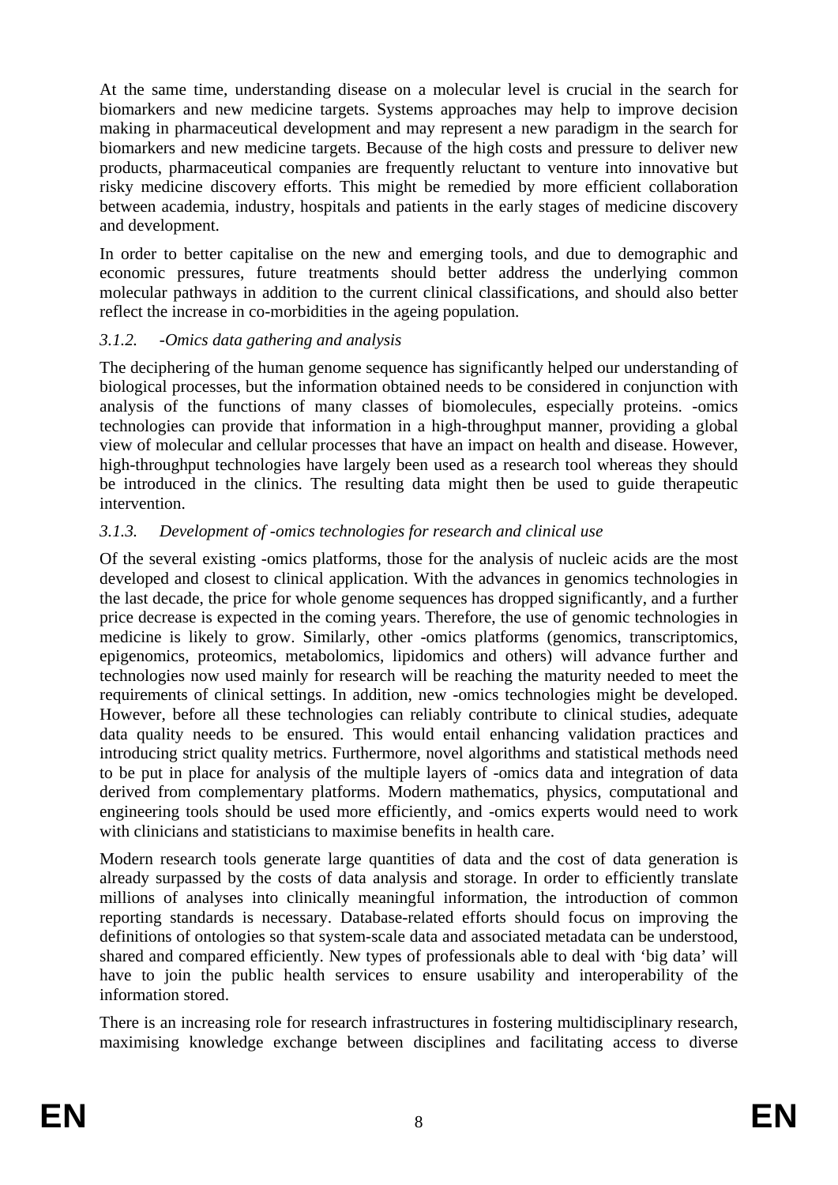At the same time, understanding disease on a molecular level is crucial in the search for biomarkers and new medicine targets. Systems approaches may help to improve decision making in pharmaceutical development and may represent a new paradigm in the search for biomarkers and new medicine targets. Because of the high costs and pressure to deliver new products, pharmaceutical companies are frequently reluctant to venture into innovative but risky medicine discovery efforts. This might be remedied by more efficient collaboration between academia, industry, hospitals and patients in the early stages of medicine discovery and development.

In order to better capitalise on the new and emerging tools, and due to demographic and economic pressures, future treatments should better address the underlying common molecular pathways in addition to the current clinical classifications, and should also better reflect the increase in co-morbidities in the ageing population.

#### *3.1.2. -Omics data gathering and analysis*

The deciphering of the human genome sequence has significantly helped our understanding of biological processes, but the information obtained needs to be considered in conjunction with analysis of the functions of many classes of biomolecules, especially proteins. -omics technologies can provide that information in a high-throughput manner, providing a global view of molecular and cellular processes that have an impact on health and disease. However, high-throughput technologies have largely been used as a research tool whereas they should be introduced in the clinics. The resulting data might then be used to guide therapeutic intervention.

#### *3.1.3. Development of -omics technologies for research and clinical use*

Of the several existing -omics platforms, those for the analysis of nucleic acids are the most developed and closest to clinical application. With the advances in genomics technologies in the last decade, the price for whole genome sequences has dropped significantly, and a further price decrease is expected in the coming years. Therefore, the use of genomic technologies in medicine is likely to grow. Similarly, other -omics platforms (genomics, transcriptomics, epigenomics, proteomics, metabolomics, lipidomics and others) will advance further and technologies now used mainly for research will be reaching the maturity needed to meet the requirements of clinical settings. In addition, new -omics technologies might be developed. However, before all these technologies can reliably contribute to clinical studies, adequate data quality needs to be ensured. This would entail enhancing validation practices and introducing strict quality metrics. Furthermore, novel algorithms and statistical methods need to be put in place for analysis of the multiple layers of -omics data and integration of data derived from complementary platforms. Modern mathematics, physics, computational and engineering tools should be used more efficiently, and -omics experts would need to work with clinicians and statisticians to maximise benefits in health care.

Modern research tools generate large quantities of data and the cost of data generation is already surpassed by the costs of data analysis and storage. In order to efficiently translate millions of analyses into clinically meaningful information, the introduction of common reporting standards is necessary. Database-related efforts should focus on improving the definitions of ontologies so that system-scale data and associated metadata can be understood, shared and compared efficiently. New types of professionals able to deal with 'big data' will have to join the public health services to ensure usability and interoperability of the information stored.

There is an increasing role for research infrastructures in fostering multidisciplinary research, maximising knowledge exchange between disciplines and facilitating access to diverse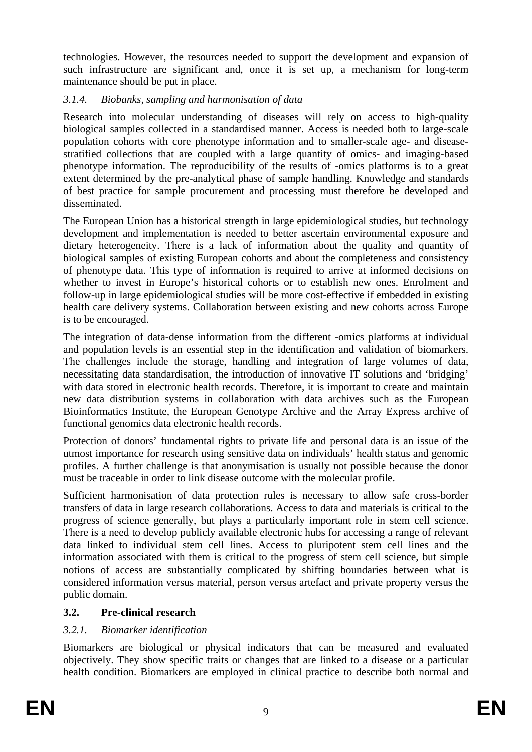technologies. However, the resources needed to support the development and expansion of such infrastructure are significant and, once it is set up, a mechanism for long-term maintenance should be put in place.

#### *3.1.4. Biobanks, sampling and harmonisation of data*

Research into molecular understanding of diseases will rely on access to high-quality biological samples collected in a standardised manner. Access is needed both to large-scale population cohorts with core phenotype information and to smaller-scale age- and disease-stratified collections that are coupled with a large quantity of omics- and imaging-based phenotype information. The reproducibility of the results of -omics platforms is to a great extent determined by the pre-analytical phase of sample handling. Knowledge and standards of best practice for sample procurement and processing must therefore be developed and disseminated.

The European Union has a historical strength in large epidemiological studies, but technology development and implementation is needed to better ascertain environmental exposure and dietary heterogeneity. There is a lack of information about the quality and quantity of biological samples of existing European cohorts and about the completeness and consistency of phenotype data. This type of information is required to arrive at informed decisions on whether to invest in Europe's historical cohorts or to establish new ones. Enrolment and follow-up in large epidemiological studies will be more cost-effective if embedded in existing health care delivery systems. Collaboration between existing and new cohorts across Europe is to be encouraged.

The integration of data-dense information from the different -omics platforms at individual and population levels is an essential step in the identification and validation of biomarkers. The challenges include the storage, handling and integration of large volumes of data, necessitating data standardisation, the introduction of innovative IT solutions and 'bridging' with data stored in electronic health records. Therefore, it is important to create and maintain new data distribution systems in collaboration with data archives such as the European Bioinformatics Institute, the European Genotype Archive and the Array Express archive of functional genomics data electronic health records.

Protection of donors' fundamental rights to private life and personal data is an issue of the utmost importance for research using sensitive data on individuals' health status and genomic profiles. A further challenge is that anonymisation is usually not possible because the donor must be traceable in order to link disease outcome with the molecular profile.

Sufficient harmonisation of data protection rules is necessary to allow safe cross-border transfers of data in large research collaborations. Access to data and materials is critical to the progress of science generally, but plays a particularly important role in stem cell science. There is a need to develop publicly available electronic hubs for accessing a range of relevant data linked to individual stem cell lines. Access to pluripotent stem cell lines and the information associated with them is critical to the progress of stem cell science, but simple notions of access are substantially complicated by shifting boundaries between what is considered information versus material, person versus artefact and private property versus the public domain.

### **3.2. Pre-clinical research**

#### *3.2.1. Biomarker identification*

Biomarkers are biological or physical indicators that can be measured and evaluated objectively. They show specific traits or changes that are linked to a disease or a particular health condition. Biomarkers are employed in clinical practice to describe both normal and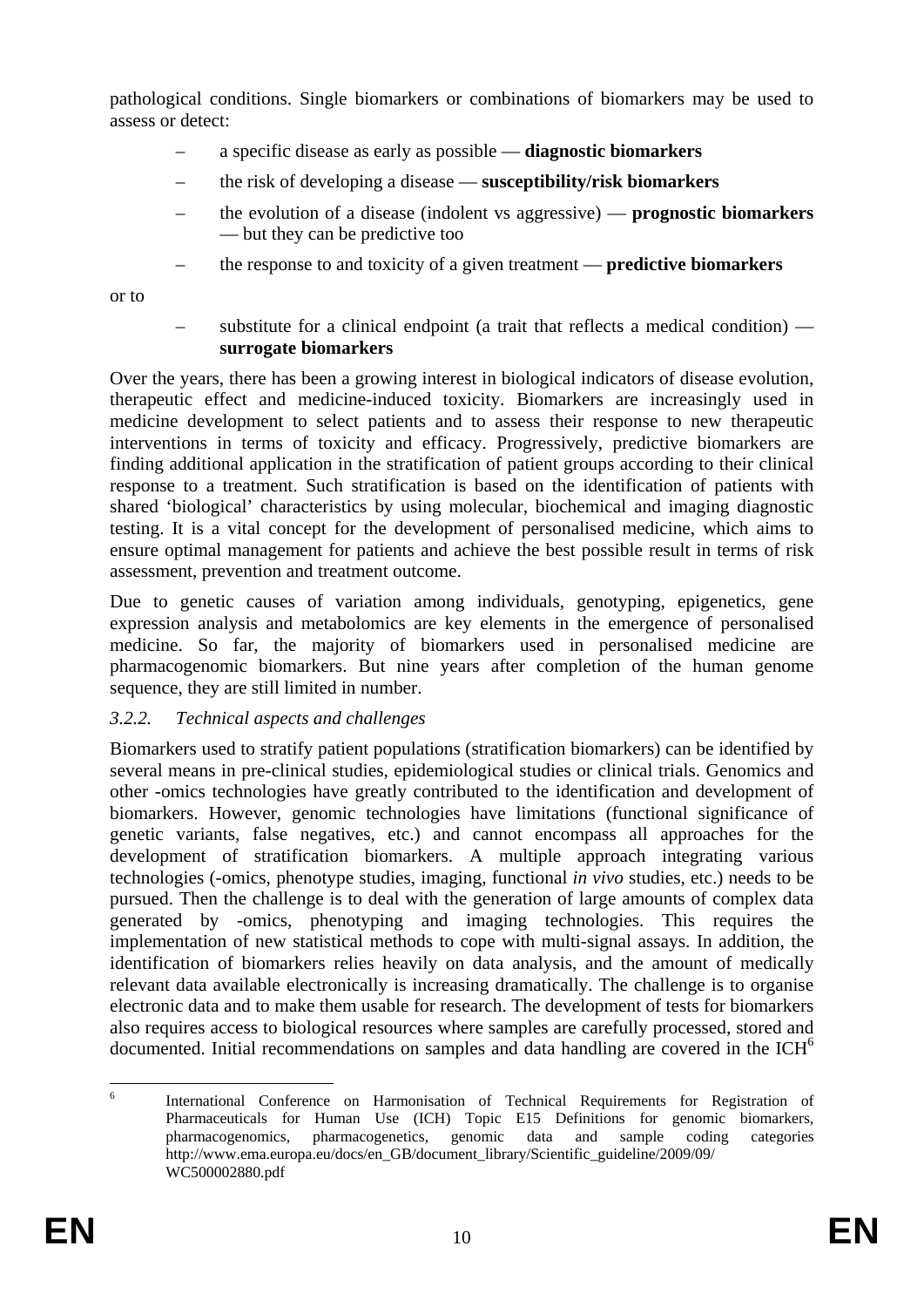pathological conditions. Single biomarkers or combinations of biomarkers may be used to assess or detect:

- a specific disease as early as possible — **diagnostic biomarkers**
- the risk of developing a disease — **susceptibility/risk biomarkers**
- the evolution of a disease (indolent vs aggressive) — **prognostic biomarkers** — but they can be predictive too
- the response to and toxicity of a given treatment — **predictive biomarkers**

or to

- substitute for a clinical endpoint (a trait that reflects a medical condition) — **surrogate biomarkers**

Over the years, there has been a growing interest in biological indicators of disease evolution, therapeutic effect and medicine-induced toxicity. Biomarkers are increasingly used in medicine development to select patients and to assess their response to new therapeutic interventions in terms of toxicity and efficacy. Progressively, predictive biomarkers are finding additional application in the stratification of patient groups according to their clinical response to a treatment. Such stratification is based on the identification of patients with shared 'biological' characteristics by using molecular, biochemical and imaging diagnostic testing. It is a vital concept for the development of personalised medicine, which aims to ensure optimal management for patients and achieve the best possible result in terms of risk assessment, prevention and treatment outcome.

Due to genetic causes of variation among individuals, genotyping, epigenetics, gene expression analysis and metabolomics are key elements in the emergence of personalised medicine. So far, the majority of biomarkers used in personalised medicine are pharmacogenomic biomarkers. But nine years after completion of the human genome sequence, they are still limited in number.

### *3.2.2. Technical aspects and challenges*

Biomarkers used to stratify patient populations (stratification biomarkers) can be identified by several means in pre-clinical studies, epidemiological studies or clinical trials. Genomics and other -omics technologies have greatly contributed to the identification and development of biomarkers. However, genomic technologies have limitations (functional significance of genetic variants, false negatives, etc.) and cannot encompass all approaches for the development of stratification biomarkers. A multiple approach integrating various technologies (-omics, phenotype studies, imaging, functional *in vivo* studies, etc.) needs to be pursued. Then the challenge is to deal with the generation of large amounts of complex data generated by -omics, phenotyping and imaging technologies. This requires the implementation of new statistical methods to cope with multi-signal assays. In addition, the identification of biomarkers relies heavily on data analysis, and the amount of medically relevant data available electronically is increasing dramatically. The challenge is to organise electronic data and to make them usable for research. The development of tests for biomarkers also requires access to biological resources where samples are carefully processed, stored and documented. Initial recommendations on samples and data handling are covered in the ICH[6]

---

[6] International Conference on Harmonisation of Technical Requirements for Registration of Pharmaceuticals for Human Use (ICH) Topic E15 Definitions for genomic biomarkers, pharmacogenomics, pharmacogenetics, genomic data and sample coding categories http://www.ema.europa.eu/docs/en_GB/document_library/Scientific_guideline/2009/09/WC500002880.pdf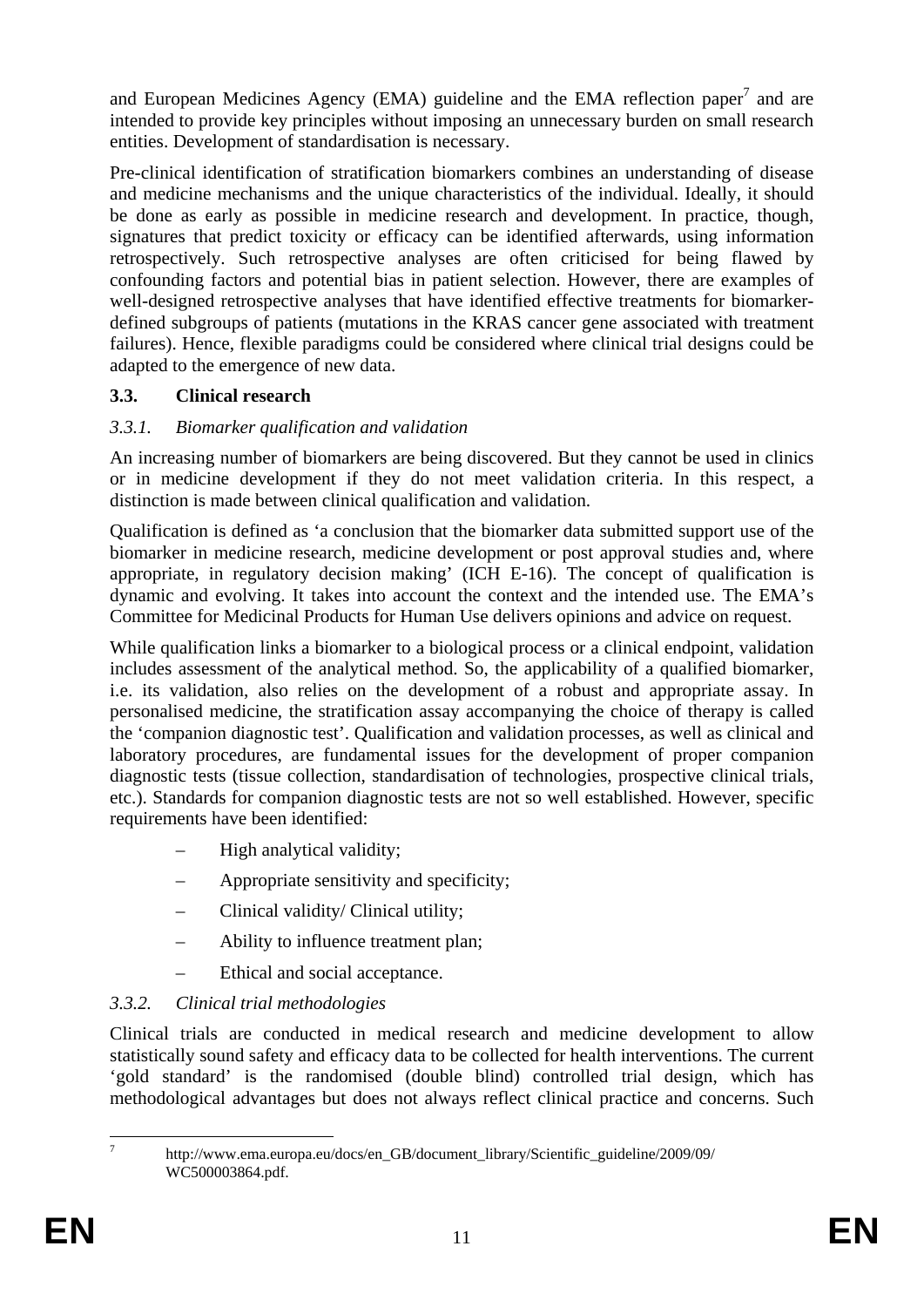and European Medicines Agency (EMA) guideline and the EMA reflection paper[7] and are intended to provide key principles without imposing an unnecessary burden on small research entities. Development of standardisation is necessary.

Pre-clinical identification of stratification biomarkers combines an understanding of disease and medicine mechanisms and the unique characteristics of the individual. Ideally, it should be done as early as possible in medicine research and development. In practice, though, signatures that predict toxicity or efficacy can be identified afterwards, using information retrospectively. Such retrospective analyses are often criticised for being flawed by confounding factors and potential bias in patient selection. However, there are examples of well-designed retrospective analyses that have identified effective treatments for biomarker-defined subgroups of patients (mutations in the KRAS cancer gene associated with treatment failures). Hence, flexible paradigms could be considered where clinical trial designs could be adapted to the emergence of new data.

### 3.3. Clinical research

#### *3.3.1. Biomarker qualification and validation*

An increasing number of biomarkers are being discovered. But they cannot be used in clinics or in medicine development if they do not meet validation criteria. In this respect, a distinction is made between clinical qualification and validation.

Qualification is defined as 'a conclusion that the biomarker data submitted support use of the biomarker in medicine research, medicine development or post approval studies and, where appropriate, in regulatory decision making' (ICH E-16). The concept of qualification is dynamic and evolving. It takes into account the context and the intended use. The EMA's Committee for Medicinal Products for Human Use delivers opinions and advice on request.

While qualification links a biomarker to a biological process or a clinical endpoint, validation includes assessment of the analytical method. So, the applicability of a qualified biomarker, i.e. its validation, also relies on the development of a robust and appropriate assay. In personalised medicine, the stratification assay accompanying the choice of therapy is called the 'companion diagnostic test'. Qualification and validation processes, as well as clinical and laboratory procedures, are fundamental issues for the development of proper companion diagnostic tests (tissue collection, standardisation of technologies, prospective clinical trials, etc.). Standards for companion diagnostic tests are not so well established. However, specific requirements have been identified:

- High analytical validity;
- Appropriate sensitivity and specificity;
- Clinical validity/ Clinical utility;
- Ability to influence treatment plan;
- Ethical and social acceptance.

#### *3.3.2. Clinical trial methodologies*

Clinical trials are conducted in medical research and medicine development to allow statistically sound safety and efficacy data to be collected for health interventions. The current 'gold standard' is the randomised (double blind) controlled trial design, which has methodological advantages but does not always reflect clinical practice and concerns. Such

---

[7] http://www.ema.europa.eu/docs/en_GB/document_library/Scientific_guideline/2009/09/WC500003864.pdf.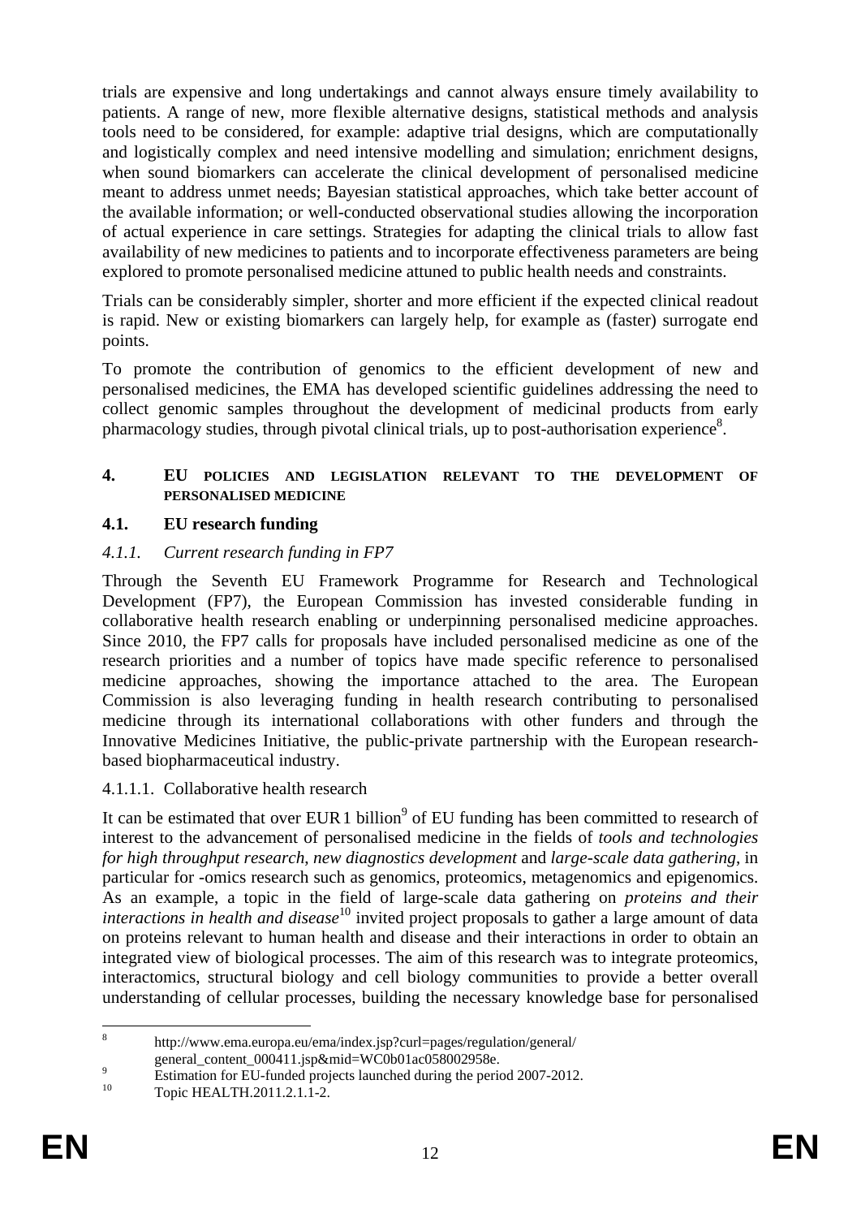trials are expensive and long undertakings and cannot always ensure timely availability to patients. A range of new, more flexible alternative designs, statistical methods and analysis tools need to be considered, for example: adaptive trial designs, which are computationally and logistically complex and need intensive modelling and simulation; enrichment designs, when sound biomarkers can accelerate the clinical development of personalised medicine meant to address unmet needs; Bayesian statistical approaches, which take better account of the available information; or well-conducted observational studies allowing the incorporation of actual experience in care settings. Strategies for adapting the clinical trials to allow fast availability of new medicines to patients and to incorporate effectiveness parameters are being explored to promote personalised medicine attuned to public health needs and constraints.

Trials can be considerably simpler, shorter and more efficient if the expected clinical readout is rapid. New or existing biomarkers can largely help, for example as (faster) surrogate end points.

To promote the contribution of genomics to the efficient development of new and personalised medicines, the EMA has developed scientific guidelines addressing the need to collect genomic samples throughout the development of medicinal products from early pharmacology studies, through pivotal clinical trials, up to post-authorisation experience[8].

## 4. EU POLICIES AND LEGISLATION RELEVANT TO THE DEVELOPMENT OF PERSONALISED MEDICINE

### 4.1. EU research funding

#### *4.1.1. Current research funding in FP7*

Through the Seventh EU Framework Programme for Research and Technological Development (FP7), the European Commission has invested considerable funding in collaborative health research enabling or underpinning personalised medicine approaches. Since 2010, the FP7 calls for proposals have included personalised medicine as one of the research priorities and a number of topics have made specific reference to personalised medicine approaches, showing the importance attached to the area. The European Commission is also leveraging funding in health research contributing to personalised medicine through its international collaborations with other funders and through the Innovative Medicines Initiative, the public-private partnership with the European research-based biopharmaceutical industry.

##### 4.1.1.1. Collaborative health research

It can be estimated that over EUR 1 billion[9] of EU funding has been committed to research of interest to the advancement of personalised medicine in the fields of *tools and technologies for high throughput research*, *new diagnostics development* and *large-scale data gathering*, in particular for -omics research such as genomics, proteomics, metagenomics and epigenomics. As an example, a topic in the field of large-scale data gathering on *proteins and their interactions in health and disease*[10] invited project proposals to gather a large amount of data on proteins relevant to human health and disease and their interactions in order to obtain an integrated view of biological processes. The aim of this research was to integrate proteomics, interactomics, structural biology and cell biology communities to provide a better overall understanding of cellular processes, building the necessary knowledge base for personalised

---

[8] http://www.ema.europa.eu/ema/index.jsp?curl=pages/regulation/general/general_content_000411.jsp&mid=WC0b01ac058002958e.

[9] Estimation for EU-funded projects launched during the period 2007-2012.

[10] Topic HEALTH.2011.2.1.1-2.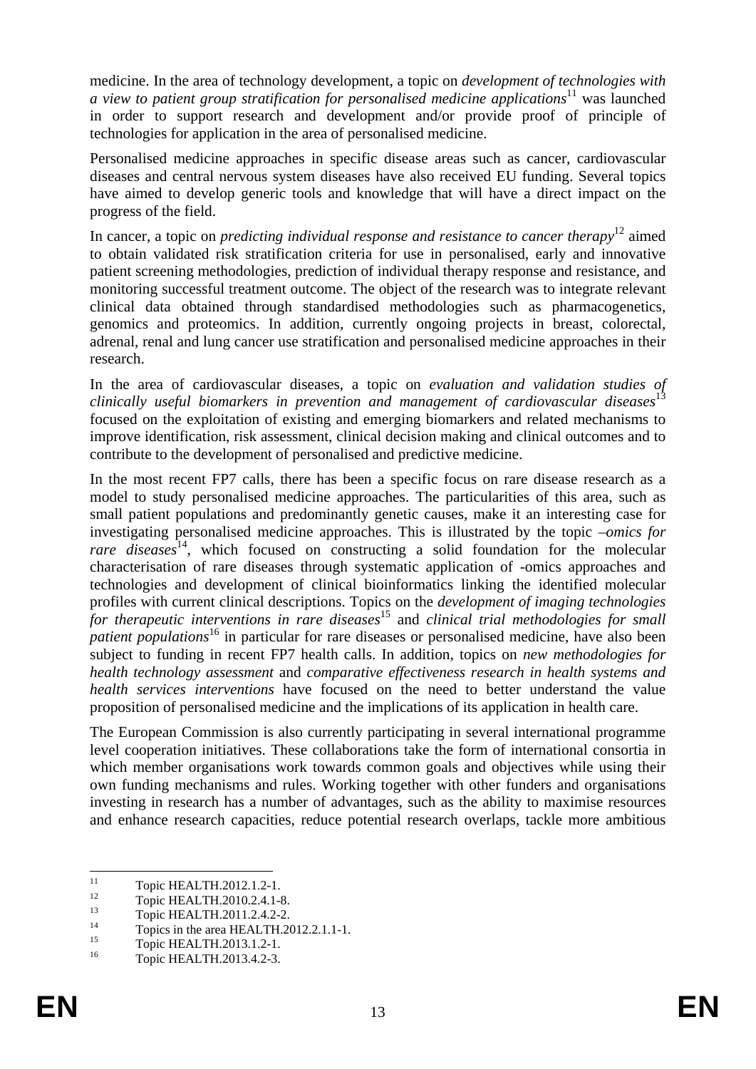medicine. In the area of technology development, a topic on *development of technologies with a view to patient group stratification for personalised medicine applications*[11] was launched in order to support research and development and/or provide proof of principle of technologies for application in the area of personalised medicine.

Personalised medicine approaches in specific disease areas such as cancer, cardiovascular diseases and central nervous system diseases have also received EU funding. Several topics have aimed to develop generic tools and knowledge that will have a direct impact on the progress of the field.

In cancer, a topic on *predicting individual response and resistance to cancer therapy*[12] aimed to obtain validated risk stratification criteria for use in personalised, early and innovative patient screening methodologies, prediction of individual therapy response and resistance, and monitoring successful treatment outcome. The object of the research was to integrate relevant clinical data obtained through standardised methodologies such as pharmacogenetics, genomics and proteomics. In addition, currently ongoing projects in breast, colorectal, adrenal, renal and lung cancer use stratification and personalised medicine approaches in their research.

In the area of cardiovascular diseases, a topic on *evaluation and validation studies of clinically useful biomarkers in prevention and management of cardiovascular diseases*[13] focused on the exploitation of existing and emerging biomarkers and related mechanisms to improve identification, risk assessment, clinical decision making and clinical outcomes and to contribute to the development of personalised and predictive medicine.

In the most recent FP7 calls, there has been a specific focus on rare disease research as a model to study personalised medicine approaches. The particularities of this area, such as small patient populations and predominantly genetic causes, make it an interesting case for investigating personalised medicine approaches. This is illustrated by the topic *–omics for rare diseases*[14], which focused on constructing a solid foundation for the molecular characterisation of rare diseases through systematic application of -omics approaches and technologies and development of clinical bioinformatics linking the identified molecular profiles with current clinical descriptions. Topics on the *development of imaging technologies for therapeutic interventions in rare diseases*[15] and *clinical trial methodologies for small patient populations*[16] in particular for rare diseases or personalised medicine, have also been subject to funding in recent FP7 health calls. In addition, topics on *new methodologies for health technology assessment* and *comparative effectiveness research in health systems and health services interventions* have focused on the need to better understand the value proposition of personalised medicine and the implications of its application in health care.

The European Commission is also currently participating in several international programme level cooperation initiatives. These collaborations take the form of international consortia in which member organisations work towards common goals and objectives while using their own funding mechanisms and rules. Working together with other funders and organisations investing in research has a number of advantages, such as the ability to maximise resources and enhance research capacities, reduce potential research overlaps, tackle more ambitious

---

[11] Topic HEALTH.2012.1.2-1.
[12] Topic HEALTH.2010.2.4.1-8.
[13] Topic HEALTH.2011.2.4.2-2.
[14] Topics in the area HEALTH.2012.2.1.1-1.
[15] Topic HEALTH.2013.1.2-1.
[16] Topic HEALTH.2013.4.2-3.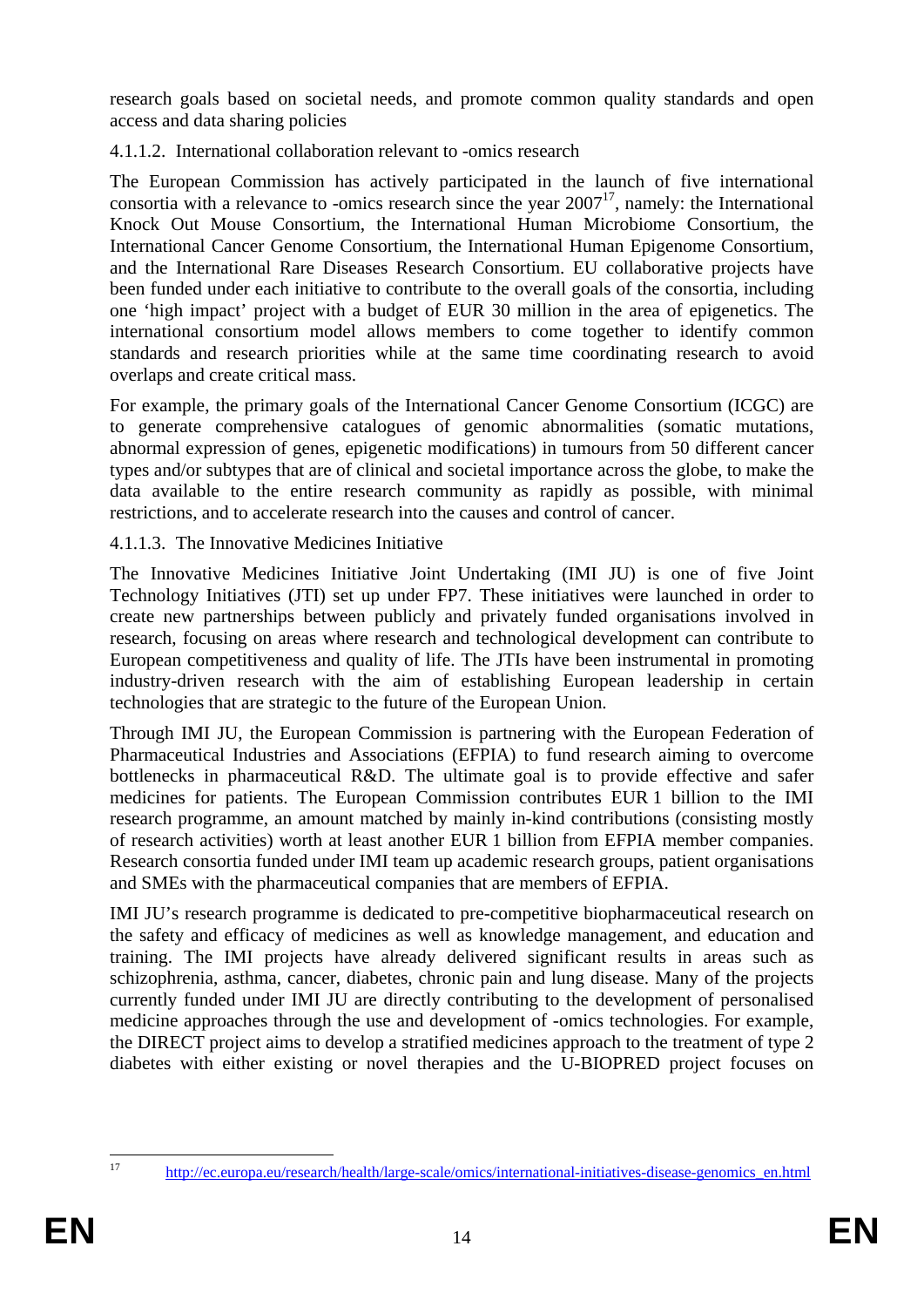research goals based on societal needs, and promote common quality standards and open access and data sharing policies

#### 4.1.1.2. International collaboration relevant to -omics research

The European Commission has actively participated in the launch of five international consortia with a relevance to -omics research since the year 2007[17], namely: the International Knock Out Mouse Consortium, the International Human Microbiome Consortium, the International Cancer Genome Consortium, the International Human Epigenome Consortium, and the International Rare Diseases Research Consortium. EU collaborative projects have been funded under each initiative to contribute to the overall goals of the consortia, including one 'high impact' project with a budget of EUR 30 million in the area of epigenetics. The international consortium model allows members to come together to identify common standards and research priorities while at the same time coordinating research to avoid overlaps and create critical mass.

For example, the primary goals of the International Cancer Genome Consortium (ICGC) are to generate comprehensive catalogues of genomic abnormalities (somatic mutations, abnormal expression of genes, epigenetic modifications) in tumours from 50 different cancer types and/or subtypes that are of clinical and societal importance across the globe, to make the data available to the entire research community as rapidly as possible, with minimal restrictions, and to accelerate research into the causes and control of cancer.

#### 4.1.1.3. The Innovative Medicines Initiative

The Innovative Medicines Initiative Joint Undertaking (IMI JU) is one of five Joint Technology Initiatives (JTI) set up under FP7. These initiatives were launched in order to create new partnerships between publicly and privately funded organisations involved in research, focusing on areas where research and technological development can contribute to European competitiveness and quality of life. The JTIs have been instrumental in promoting industry-driven research with the aim of establishing European leadership in certain technologies that are strategic to the future of the European Union.

Through IMI JU, the European Commission is partnering with the European Federation of Pharmaceutical Industries and Associations (EFPIA) to fund research aiming to overcome bottlenecks in pharmaceutical R&D. The ultimate goal is to provide effective and safer medicines for patients. The European Commission contributes EUR 1 billion to the IMI research programme, an amount matched by mainly in-kind contributions (consisting mostly of research activities) worth at least another EUR 1 billion from EFPIA member companies. Research consortia funded under IMI team up academic research groups, patient organisations and SMEs with the pharmaceutical companies that are members of EFPIA.

IMI JU's research programme is dedicated to pre-competitive biopharmaceutical research on the safety and efficacy of medicines as well as knowledge management, and education and training. The IMI projects have already delivered significant results in areas such as schizophrenia, asthma, cancer, diabetes, chronic pain and lung disease. Many of the projects currently funded under IMI JU are directly contributing to the development of personalised medicine approaches through the use and development of -omics technologies. For example, the DIRECT project aims to develop a stratified medicines approach to the treatment of type 2 diabetes with either existing or novel therapies and the U-BIOPRED project focuses on

---

[17] http://ec.europa.eu/research/health/large-scale/omics/international-initiatives-disease-genomics_en.html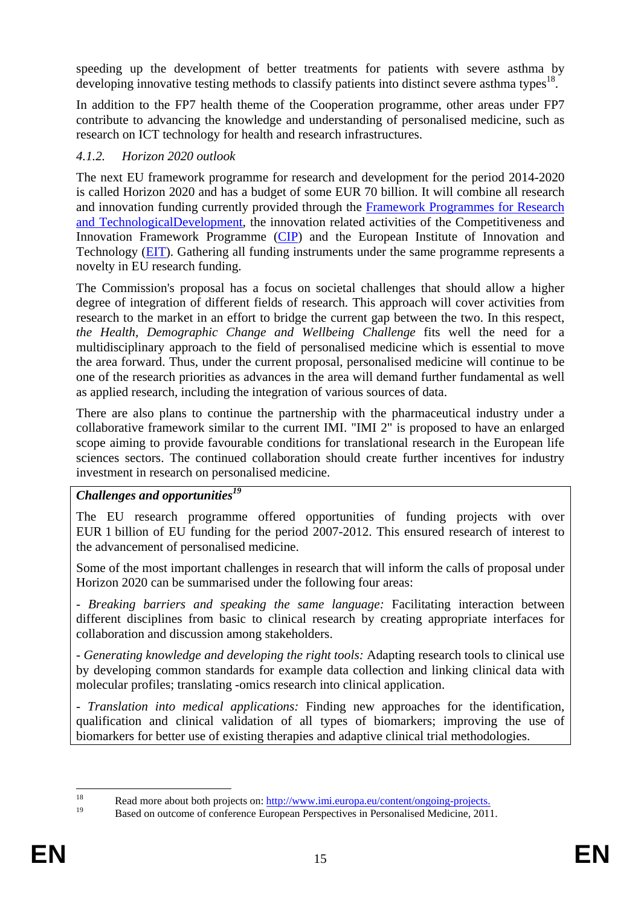speeding up the development of better treatments for patients with severe asthma by developing innovative testing methods to classify patients into distinct severe asthma types[18].

In addition to the FP7 health theme of the Cooperation programme, other areas under FP7 contribute to advancing the knowledge and understanding of personalised medicine, such as research on ICT technology for health and research infrastructures.

#### *4.1.2. Horizon 2020 outlook*

The next EU framework programme for research and development for the period 2014-2020 is called Horizon 2020 and has a budget of some EUR 70 billion. It will combine all research and innovation funding currently provided through the Framework Programmes for Research and TechnologicalDevelopment, the innovation related activities of the Competitiveness and Innovation Framework Programme (CIP) and the European Institute of Innovation and Technology (EIT). Gathering all funding instruments under the same programme represents a novelty in EU research funding.

The Commission's proposal has a focus on societal challenges that should allow a higher degree of integration of different fields of research. This approach will cover activities from research to the market in an effort to bridge the current gap between the two. In this respect, *the Health, Demographic Change and Wellbeing Challenge* fits well the need for a multidisciplinary approach to the field of personalised medicine which is essential to move the area forward. Thus, under the current proposal, personalised medicine will continue to be one of the research priorities as advances in the area will demand further fundamental as well as applied research, including the integration of various sources of data.

There are also plans to continue the partnership with the pharmaceutical industry under a collaborative framework similar to the current IMI. "IMI 2" is proposed to have an enlarged scope aiming to provide favourable conditions for translational research in the European life sciences sectors. The continued collaboration should create further incentives for industry investment in research on personalised medicine.

***Challenges and opportunities***[19]

The EU research programme offered opportunities of funding projects with over EUR 1 billion of EU funding for the period 2007-2012. This ensured research of interest to the advancement of personalised medicine.

Some of the most important challenges in research that will inform the calls of proposal under Horizon 2020 can be summarised under the following four areas:

- *Breaking barriers and speaking the same language:* Facilitating interaction between different disciplines from basic to clinical research by creating appropriate interfaces for collaboration and discussion among stakeholders.

- *Generating knowledge and developing the right tools:* Adapting research tools to clinical use by developing common standards for example data collection and linking clinical data with molecular profiles; translating -omics research into clinical application.

- *Translation into medical applications:* Finding new approaches for the identification, qualification and clinical validation of all types of biomarkers; improving the use of biomarkers for better use of existing therapies and adaptive clinical trial methodologies.

---

[18] Read more about both projects on: http://www.imi.europa.eu/content/ongoing-projects.

[19] Based on outcome of conference European Perspectives in Personalised Medicine, 2011.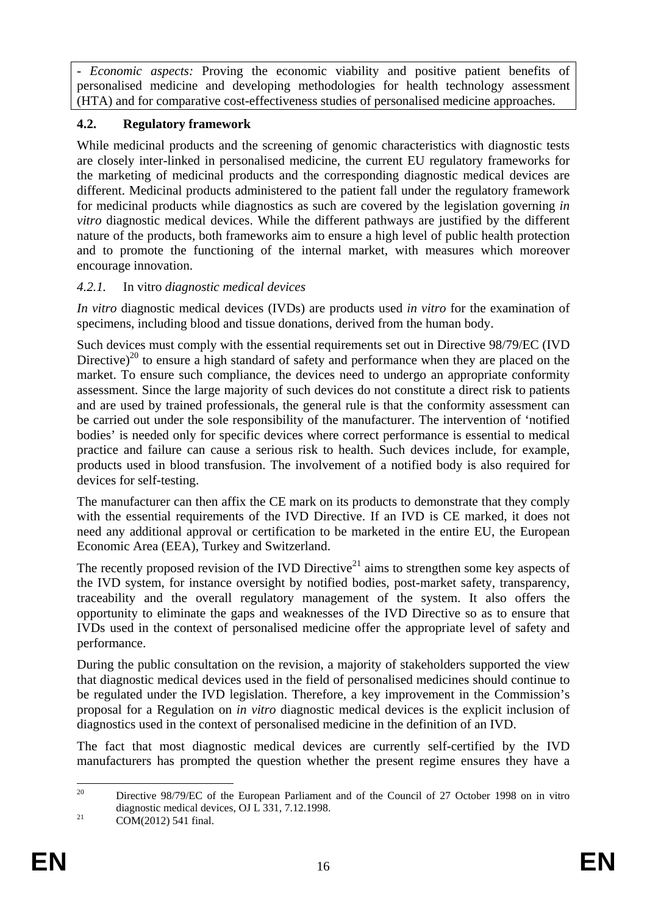- *Economic aspects:* Proving the economic viability and positive patient benefits of personalised medicine and developing methodologies for health technology assessment (HTA) and for comparative cost-effectiveness studies of personalised medicine approaches.

### 4.2. Regulatory framework

While medicinal products and the screening of genomic characteristics with diagnostic tests are closely inter-linked in personalised medicine, the current EU regulatory frameworks for the marketing of medicinal products and the corresponding diagnostic medical devices are different. Medicinal products administered to the patient fall under the regulatory framework for medicinal products while diagnostics as such are covered by the legislation governing *in vitro* diagnostic medical devices. While the different pathways are justified by the different nature of the products, both frameworks aim to ensure a high level of public health protection and to promote the functioning of the internal market, with measures which moreover encourage innovation.

#### *4.2.1. In vitro diagnostic medical devices*

*In vitro* diagnostic medical devices (IVDs) are products used *in vitro* for the examination of specimens, including blood and tissue donations, derived from the human body.

Such devices must comply with the essential requirements set out in Directive 98/79/EC (IVD Directive)[20] to ensure a high standard of safety and performance when they are placed on the market. To ensure such compliance, the devices need to undergo an appropriate conformity assessment. Since the large majority of such devices do not constitute a direct risk to patients and are used by trained professionals, the general rule is that the conformity assessment can be carried out under the sole responsibility of the manufacturer. The intervention of 'notified bodies' is needed only for specific devices where correct performance is essential to medical practice and failure can cause a serious risk to health. Such devices include, for example, products used in blood transfusion. The involvement of a notified body is also required for devices for self-testing.

The manufacturer can then affix the CE mark on its products to demonstrate that they comply with the essential requirements of the IVD Directive. If an IVD is CE marked, it does not need any additional approval or certification to be marketed in the entire EU, the European Economic Area (EEA), Turkey and Switzerland.

The recently proposed revision of the IVD Directive[21] aims to strengthen some key aspects of the IVD system, for instance oversight by notified bodies, post-market safety, transparency, traceability and the overall regulatory management of the system. It also offers the opportunity to eliminate the gaps and weaknesses of the IVD Directive so as to ensure that IVDs used in the context of personalised medicine offer the appropriate level of safety and performance.

During the public consultation on the revision, a majority of stakeholders supported the view that diagnostic medical devices used in the field of personalised medicines should continue to be regulated under the IVD legislation. Therefore, a key improvement in the Commission's proposal for a Regulation on *in vitro* diagnostic medical devices is the explicit inclusion of diagnostics used in the context of personalised medicine in the definition of an IVD.

The fact that most diagnostic medical devices are currently self-certified by the IVD manufacturers has prompted the question whether the present regime ensures they have a

---

[20] Directive 98/79/EC of the European Parliament and of the Council of 27 October 1998 on in vitro diagnostic medical devices, OJ L 331, 7.12.1998.

[21] COM(2012) 541 final.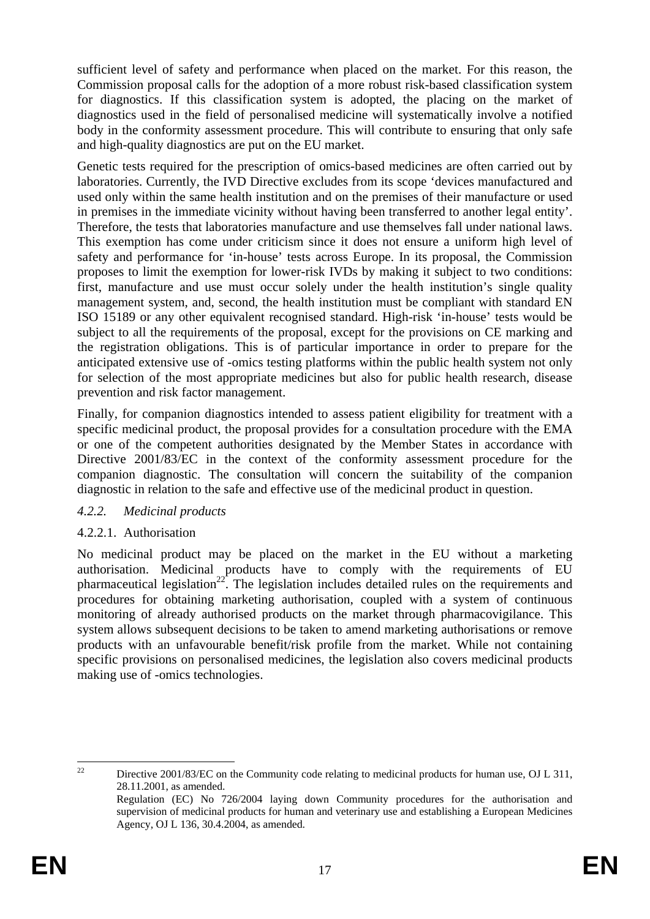sufficient level of safety and performance when placed on the market. For this reason, the Commission proposal calls for the adoption of a more robust risk-based classification system for diagnostics. If this classification system is adopted, the placing on the market of diagnostics used in the field of personalised medicine will systematically involve a notified body in the conformity assessment procedure. This will contribute to ensuring that only safe and high-quality diagnostics are put on the EU market.

Genetic tests required for the prescription of omics-based medicines are often carried out by laboratories. Currently, the IVD Directive excludes from its scope 'devices manufactured and used only within the same health institution and on the premises of their manufacture or used in premises in the immediate vicinity without having been transferred to another legal entity'. Therefore, the tests that laboratories manufacture and use themselves fall under national laws. This exemption has come under criticism since it does not ensure a uniform high level of safety and performance for 'in-house' tests across Europe. In its proposal, the Commission proposes to limit the exemption for lower-risk IVDs by making it subject to two conditions: first, manufacture and use must occur solely under the health institution's single quality management system, and, second, the health institution must be compliant with standard EN ISO 15189 or any other equivalent recognised standard. High-risk 'in-house' tests would be subject to all the requirements of the proposal, except for the provisions on CE marking and the registration obligations. This is of particular importance in order to prepare for the anticipated extensive use of -omics testing platforms within the public health system not only for selection of the most appropriate medicines but also for public health research, disease prevention and risk factor management.

Finally, for companion diagnostics intended to assess patient eligibility for treatment with a specific medicinal product, the proposal provides for a consultation procedure with the EMA or one of the competent authorities designated by the Member States in accordance with Directive 2001/83/EC in the context of the conformity assessment procedure for the companion diagnostic. The consultation will concern the suitability of the companion diagnostic in relation to the safe and effective use of the medicinal product in question.

### *4.2.2. Medicinal products*

#### 4.2.2.1. Authorisation

No medicinal product may be placed on the market in the EU without a marketing authorisation. Medicinal products have to comply with the requirements of EU pharmaceutical legislation[22]. The legislation includes detailed rules on the requirements and procedures for obtaining marketing authorisation, coupled with a system of continuous monitoring of already authorised products on the market through pharmacovigilance. This system allows subsequent decisions to be taken to amend marketing authorisations or remove products with an unfavourable benefit/risk profile from the market. While not containing specific provisions on personalised medicines, the legislation also covers medicinal products making use of -omics technologies.

---

[22] Directive 2001/83/EC on the Community code relating to medicinal products for human use, OJ L 311, 28.11.2001, as amended.
Regulation (EC) No 726/2004 laying down Community procedures for the authorisation and supervision of medicinal products for human and veterinary use and establishing a European Medicines Agency, OJ L 136, 30.4.2004, as amended.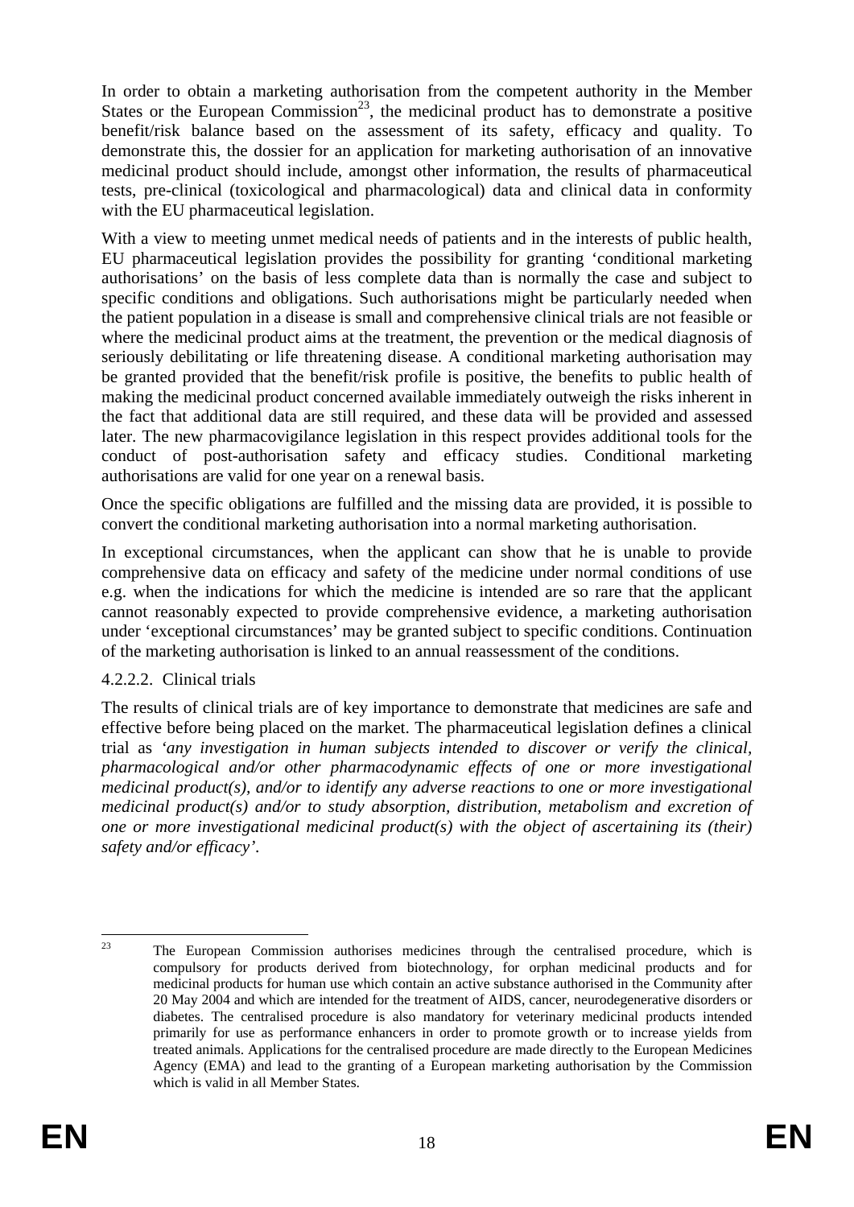In order to obtain a marketing authorisation from the competent authority in the Member States or the European Commission[23], the medicinal product has to demonstrate a positive benefit/risk balance based on the assessment of its safety, efficacy and quality. To demonstrate this, the dossier for an application for marketing authorisation of an innovative medicinal product should include, amongst other information, the results of pharmaceutical tests, pre-clinical (toxicological and pharmacological) data and clinical data in conformity with the EU pharmaceutical legislation.

With a view to meeting unmet medical needs of patients and in the interests of public health, EU pharmaceutical legislation provides the possibility for granting 'conditional marketing authorisations' on the basis of less complete data than is normally the case and subject to specific conditions and obligations. Such authorisations might be particularly needed when the patient population in a disease is small and comprehensive clinical trials are not feasible or where the medicinal product aims at the treatment, the prevention or the medical diagnosis of seriously debilitating or life threatening disease. A conditional marketing authorisation may be granted provided that the benefit/risk profile is positive, the benefits to public health of making the medicinal product concerned available immediately outweigh the risks inherent in the fact that additional data are still required, and these data will be provided and assessed later. The new pharmacovigilance legislation in this respect provides additional tools for the conduct of post-authorisation safety and efficacy studies. Conditional marketing authorisations are valid for one year on a renewal basis.

Once the specific obligations are fulfilled and the missing data are provided, it is possible to convert the conditional marketing authorisation into a normal marketing authorisation.

In exceptional circumstances, when the applicant can show that he is unable to provide comprehensive data on efficacy and safety of the medicine under normal conditions of use e.g. when the indications for which the medicine is intended are so rare that the applicant cannot reasonably expected to provide comprehensive evidence, a marketing authorisation under 'exceptional circumstances' may be granted subject to specific conditions. Continuation of the marketing authorisation is linked to an annual reassessment of the conditions.

#### 4.2.2.2. Clinical trials

The results of clinical trials are of key importance to demonstrate that medicines are safe and effective before being placed on the market. The pharmaceutical legislation defines a clinical trial as '*any investigation in human subjects intended to discover or verify the clinical, pharmacological and/or other pharmacodynamic effects of one or more investigational medicinal product(s), and/or to identify any adverse reactions to one or more investigational medicinal product(s) and/or to study absorption, distribution, metabolism and excretion of one or more investigational medicinal product(s) with the object of ascertaining its (their) safety and/or efficacy*'.

---

[23] The European Commission authorises medicines through the centralised procedure, which is compulsory for products derived from biotechnology, for orphan medicinal products and for medicinal products for human use which contain an active substance authorised in the Community after 20 May 2004 and which are intended for the treatment of AIDS, cancer, neurodegenerative disorders or diabetes. The centralised procedure is also mandatory for veterinary medicinal products intended primarily for use as performance enhancers in order to promote growth or to increase yields from treated animals. Applications for the centralised procedure are made directly to the European Medicines Agency (EMA) and lead to the granting of a European marketing authorisation by the Commission which is valid in all Member States.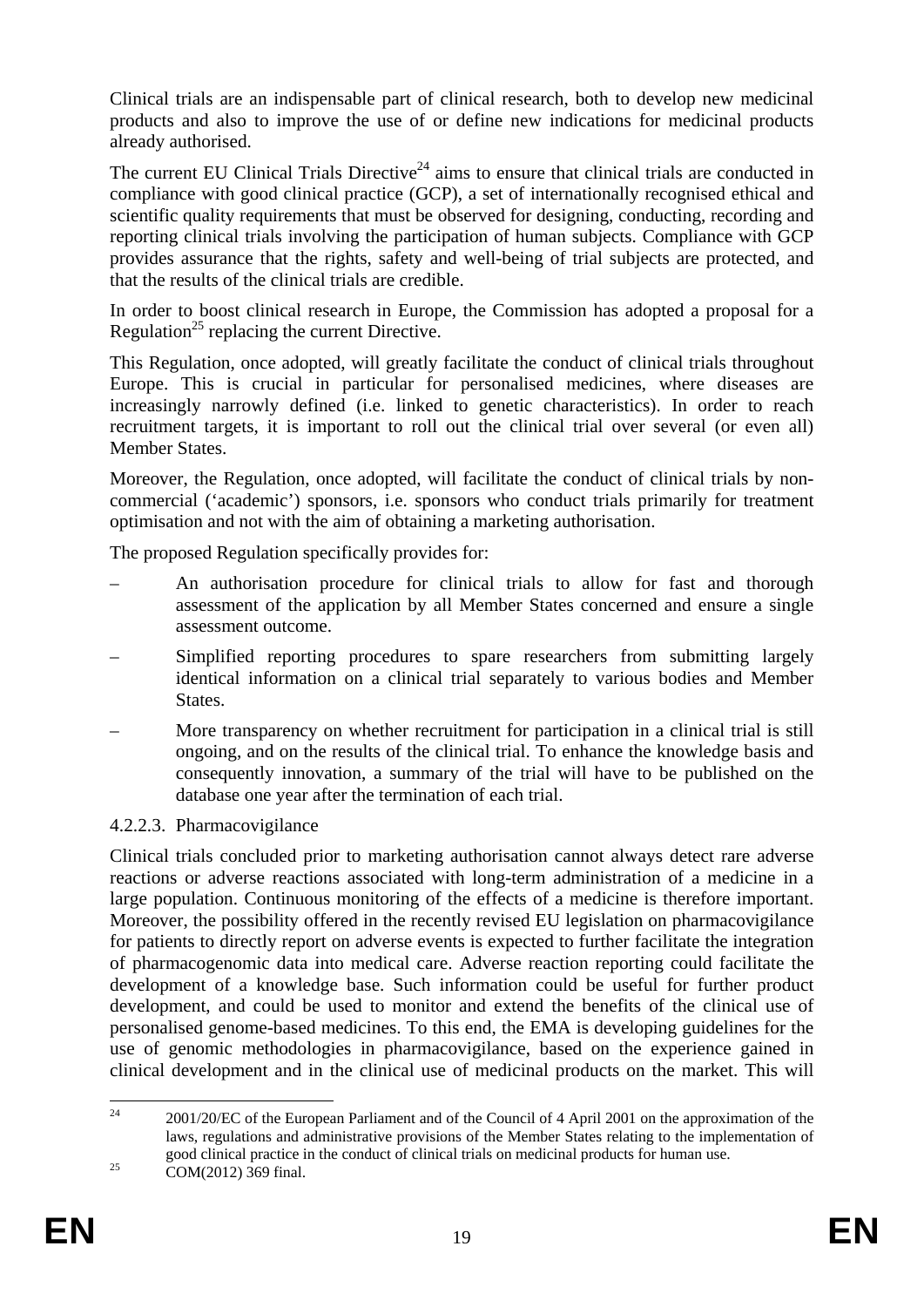Clinical trials are an indispensable part of clinical research, both to develop new medicinal products and also to improve the use of or define new indications for medicinal products already authorised.

The current EU Clinical Trials Directive[24] aims to ensure that clinical trials are conducted in compliance with good clinical practice (GCP), a set of internationally recognised ethical and scientific quality requirements that must be observed for designing, conducting, recording and reporting clinical trials involving the participation of human subjects. Compliance with GCP provides assurance that the rights, safety and well-being of trial subjects are protected, and that the results of the clinical trials are credible.

In order to boost clinical research in Europe, the Commission has adopted a proposal for a Regulation[25] replacing the current Directive.

This Regulation, once adopted, will greatly facilitate the conduct of clinical trials throughout Europe. This is crucial in particular for personalised medicines, where diseases are increasingly narrowly defined (i.e. linked to genetic characteristics). In order to reach recruitment targets, it is important to roll out the clinical trial over several (or even all) Member States.

Moreover, the Regulation, once adopted, will facilitate the conduct of clinical trials by non-commercial ('academic') sponsors, i.e. sponsors who conduct trials primarily for treatment optimisation and not with the aim of obtaining a marketing authorisation.

The proposed Regulation specifically provides for:

– An authorisation procedure for clinical trials to allow for fast and thorough assessment of the application by all Member States concerned and ensure a single assessment outcome.

– Simplified reporting procedures to spare researchers from submitting largely identical information on a clinical trial separately to various bodies and Member States.

– More transparency on whether recruitment for participation in a clinical trial is still ongoing, and on the results of the clinical trial. To enhance the knowledge basis and consequently innovation, a summary of the trial will have to be published on the database one year after the termination of each trial.

#### 4.2.2.3. Pharmacovigilance

Clinical trials concluded prior to marketing authorisation cannot always detect rare adverse reactions or adverse reactions associated with long-term administration of a medicine in a large population. Continuous monitoring of the effects of a medicine is therefore important. Moreover, the possibility offered in the recently revised EU legislation on pharmacovigilance for patients to directly report on adverse events is expected to further facilitate the integration of pharmacogenomic data into medical care. Adverse reaction reporting could facilitate the development of a knowledge base. Such information could be useful for further product development, and could be used to monitor and extend the benefits of the clinical use of personalised genome-based medicines. To this end, the EMA is developing guidelines for the use of genomic methodologies in pharmacovigilance, based on the experience gained in clinical development and in the clinical use of medicinal products on the market. This will

---

[24] 2001/20/EC of the European Parliament and of the Council of 4 April 2001 on the approximation of the laws, regulations and administrative provisions of the Member States relating to the implementation of good clinical practice in the conduct of clinical trials on medicinal products for human use.

[25] COM(2012) 369 final.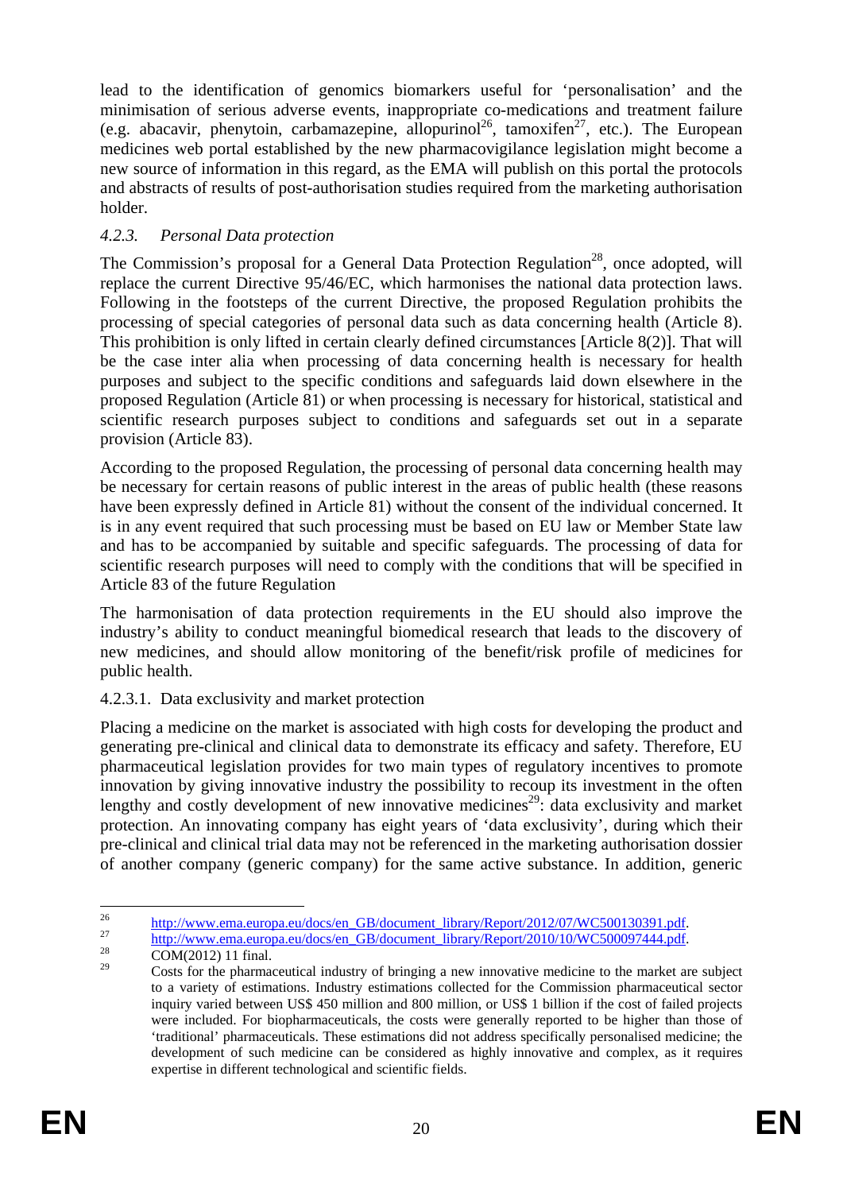lead to the identification of genomics biomarkers useful for 'personalisation' and the minimisation of serious adverse events, inappropriate co-medications and treatment failure (e.g. abacavir, phenytoin, carbamazepine, allopurinol[26], tamoxifen[27], etc.). The European medicines web portal established by the new pharmacovigilance legislation might become a new source of information in this regard, as the EMA will publish on this portal the protocols and abstracts of results of post-authorisation studies required from the marketing authorisation holder.

### 4.2.3. *Personal Data protection*

The Commission's proposal for a General Data Protection Regulation[28], once adopted, will replace the current Directive 95/46/EC, which harmonises the national data protection laws. Following in the footsteps of the current Directive, the proposed Regulation prohibits the processing of special categories of personal data such as data concerning health (Article 8). This prohibition is only lifted in certain clearly defined circumstances [Article 8(2)]. That will be the case inter alia when processing of data concerning health is necessary for health purposes and subject to the specific conditions and safeguards laid down elsewhere in the proposed Regulation (Article 81) or when processing is necessary for historical, statistical and scientific research purposes subject to conditions and safeguards set out in a separate provision (Article 83).

According to the proposed Regulation, the processing of personal data concerning health may be necessary for certain reasons of public interest in the areas of public health (these reasons have been expressly defined in Article 81) without the consent of the individual concerned. It is in any event required that such processing must be based on EU law or Member State law and has to be accompanied by suitable and specific safeguards. The processing of data for scientific research purposes will need to comply with the conditions that will be specified in Article 83 of the future Regulation

The harmonisation of data protection requirements in the EU should also improve the industry's ability to conduct meaningful biomedical research that leads to the discovery of new medicines, and should allow monitoring of the benefit/risk profile of medicines for public health.

#### 4.2.3.1. Data exclusivity and market protection

Placing a medicine on the market is associated with high costs for developing the product and generating pre-clinical and clinical data to demonstrate its efficacy and safety. Therefore, EU pharmaceutical legislation provides for two main types of regulatory incentives to promote innovation by giving innovative industry the possibility to recoup its investment in the often lengthy and costly development of new innovative medicines[29]: data exclusivity and market protection. An innovating company has eight years of 'data exclusivity', during which their pre-clinical and clinical trial data may not be referenced in the marketing authorisation dossier of another company (generic company) for the same active substance. In addition, generic

---

[26] http://www.ema.europa.eu/docs/en_GB/document_library/Report/2012/07/WC500130391.pdf.

[27] http://www.ema.europa.eu/docs/en_GB/document_library/Report/2010/10/WC500097444.pdf.

[28] COM(2012) 11 final.

[29] Costs for the pharmaceutical industry of bringing a new innovative medicine to the market are subject to a variety of estimations. Industry estimations collected for the Commission pharmaceutical sector inquiry varied between US$ 450 million and 800 million, or US$ 1 billion if the cost of failed projects were included. For biopharmaceuticals, the costs were generally reported to be higher than those of 'traditional' pharmaceuticals. These estimations did not address specifically personalised medicine; the development of such medicine can be considered as highly innovative and complex, as it requires expertise in different technological and scientific fields.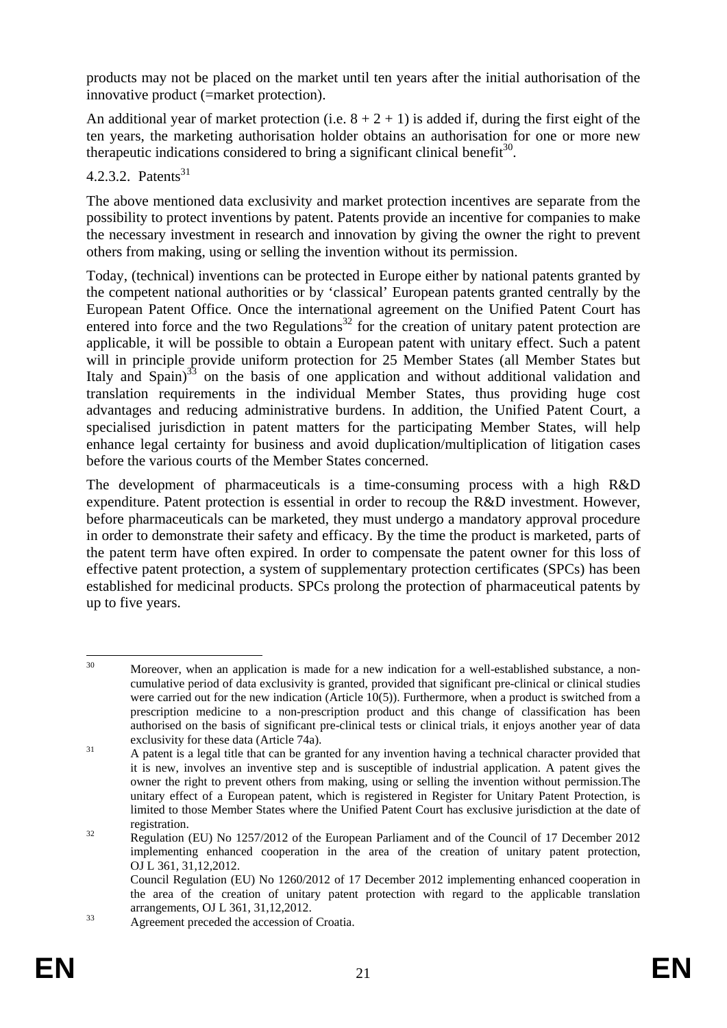products may not be placed on the market until ten years after the initial authorisation of the innovative product (=market protection).

An additional year of market protection (i.e. 8 + 2 + 1) is added if, during the first eight of the ten years, the marketing authorisation holder obtains an authorisation for one or more new therapeutic indications considered to bring a significant clinical benefit[30].

#### 4.2.3.2. Patents[31]

The above mentioned data exclusivity and market protection incentives are separate from the possibility to protect inventions by patent. Patents provide an incentive for companies to make the necessary investment in research and innovation by giving the owner the right to prevent others from making, using or selling the invention without its permission.

Today, (technical) inventions can be protected in Europe either by national patents granted by the competent national authorities or by 'classical' European patents granted centrally by the European Patent Office. Once the international agreement on the Unified Patent Court has entered into force and the two Regulations[32] for the creation of unitary patent protection are applicable, it will be possible to obtain a European patent with unitary effect. Such a patent will in principle provide uniform protection for 25 Member States (all Member States but Italy and Spain)[33] on the basis of one application and without additional validation and translation requirements in the individual Member States, thus providing huge cost advantages and reducing administrative burdens. In addition, the Unified Patent Court, a specialised jurisdiction in patent matters for the participating Member States, will help enhance legal certainty for business and avoid duplication/multiplication of litigation cases before the various courts of the Member States concerned.

The development of pharmaceuticals is a time-consuming process with a high R&D expenditure. Patent protection is essential in order to recoup the R&D investment. However, before pharmaceuticals can be marketed, they must undergo a mandatory approval procedure in order to demonstrate their safety and efficacy. By the time the product is marketed, parts of the patent term have often expired. In order to compensate the patent owner for this loss of effective patent protection, a system of supplementary protection certificates (SPCs) has been established for medicinal products. SPCs prolong the protection of pharmaceutical patents by up to five years.

---

[30] Moreover, when an application is made for a new indication for a well-established substance, a non-cumulative period of data exclusivity is granted, provided that significant pre-clinical or clinical studies were carried out for the new indication (Article 10(5)). Furthermore, when a product is switched from a prescription medicine to a non-prescription product and this change of classification has been authorised on the basis of significant pre-clinical tests or clinical trials, it enjoys another year of data exclusivity for these data (Article 74a).

[31] A patent is a legal title that can be granted for any invention having a technical character provided that it is new, involves an inventive step and is susceptible of industrial application. A patent gives the owner the right to prevent others from making, using or selling the invention without permission.The unitary effect of a European patent, which is registered in Register for Unitary Patent Protection, is limited to those Member States where the Unified Patent Court has exclusive jurisdiction at the date of registration.

[32] Regulation (EU) No 1257/2012 of the European Parliament and of the Council of 17 December 2012 implementing enhanced cooperation in the area of the creation of unitary patent protection, OJ L 361, 31,12,2012.
Council Regulation (EU) No 1260/2012 of 17 December 2012 implementing enhanced cooperation in the area of the creation of unitary patent protection with regard to the applicable translation arrangements, OJ L 361, 31,12,2012.

[33] Agreement preceded the accession of Croatia.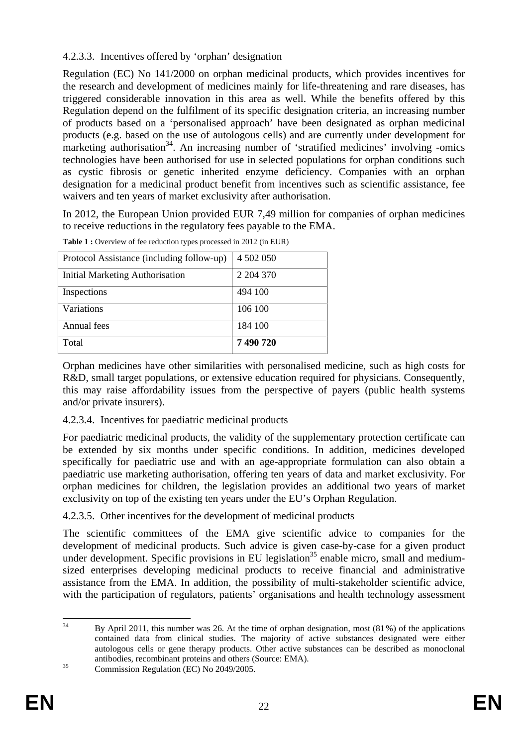#### 4.2.3.3. Incentives offered by 'orphan' designation

Regulation (EC) No 141/2000 on orphan medicinal products, which provides incentives for the research and development of medicines mainly for life-threatening and rare diseases, has triggered considerable innovation in this area as well. While the benefits offered by this Regulation depend on the fulfilment of its specific designation criteria, an increasing number of products based on a 'personalised approach' have been designated as orphan medicinal products (e.g. based on the use of autologous cells) and are currently under development for marketing authorisation[34]. An increasing number of 'stratified medicines' involving -omics technologies have been authorised for use in selected populations for orphan conditions such as cystic fibrosis or genetic inherited enzyme deficiency. Companies with an orphan designation for a medicinal product benefit from incentives such as scientific assistance, fee waivers and ten years of market exclusivity after authorisation.

In 2012, the European Union provided EUR 7,49 million for companies of orphan medicines to receive reductions in the regulatory fees payable to the EMA.

**Table 1 :** Overview of fee reduction types processed in 2012 (in EUR)

| | |
|---|---|
| Protocol Assistance (including follow-up) | 4 502 050 |
| Initial Marketing Authorisation | 2 204 370 |
| Inspections | 494 100 |
| Variations | 106 100 |
| Annual fees | 184 100 |
| Total | **7 490 720** |

Orphan medicines have other similarities with personalised medicine, such as high costs for R&D, small target populations, or extensive education required for physicians. Consequently, this may raise affordability issues from the perspective of payers (public health systems and/or private insurers).

#### 4.2.3.4. Incentives for paediatric medicinal products

For paediatric medicinal products, the validity of the supplementary protection certificate can be extended by six months under specific conditions. In addition, medicines developed specifically for paediatric use and with an age-appropriate formulation can also obtain a paediatric use marketing authorisation, offering ten years of data and market exclusivity. For orphan medicines for children, the legislation provides an additional two years of market exclusivity on top of the existing ten years under the EU's Orphan Regulation.

#### 4.2.3.5. Other incentives for the development of medicinal products

The scientific committees of the EMA give scientific advice to companies for the development of medicinal products. Such advice is given case-by-case for a given product under development. Specific provisions in EU legislation[35] enable micro, small and medium-sized enterprises developing medicinal products to receive financial and administrative assistance from the EMA. In addition, the possibility of multi-stakeholder scientific advice, with the participation of regulators, patients' organisations and health technology assessment

---

[34] By April 2011, this number was 26. At the time of orphan designation, most (81%) of the applications contained data from clinical studies. The majority of active substances designated were either autologous cells or gene therapy products. Other active substances can be described as monoclonal antibodies, recombinant proteins and others (Source: EMA).

[35] Commission Regulation (EC) No 2049/2005.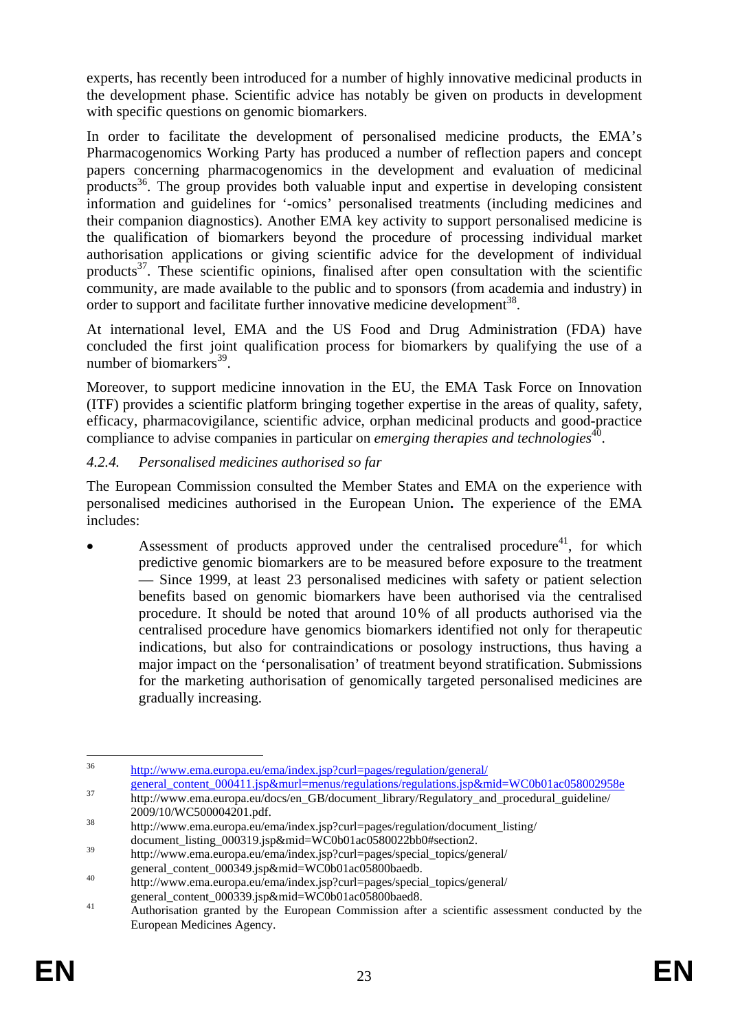experts, has recently been introduced for a number of highly innovative medicinal products in the development phase. Scientific advice has notably be given on products in development with specific questions on genomic biomarkers.

In order to facilitate the development of personalised medicine products, the EMA's Pharmacogenomics Working Party has produced a number of reflection papers and concept papers concerning pharmacogenomics in the development and evaluation of medicinal products[36]. The group provides both valuable input and expertise in developing consistent information and guidelines for '-omics' personalised treatments (including medicines and their companion diagnostics). Another EMA key activity to support personalised medicine is the qualification of biomarkers beyond the procedure of processing individual market authorisation applications or giving scientific advice for the development of individual products[37]. These scientific opinions, finalised after open consultation with the scientific community, are made available to the public and to sponsors (from academia and industry) in order to support and facilitate further innovative medicine development[38].

At international level, EMA and the US Food and Drug Administration (FDA) have concluded the first joint qualification process for biomarkers by qualifying the use of a number of biomarkers[39].

Moreover, to support medicine innovation in the EU, the EMA Task Force on Innovation (ITF) provides a scientific platform bringing together expertise in the areas of quality, safety, efficacy, pharmacovigilance, scientific advice, orphan medicinal products and good-practice compliance to advise companies in particular on *emerging therapies and technologies*[40].

#### *4.2.4. Personalised medicines authorised so far*

The European Commission consulted the Member States and EMA on the experience with personalised medicines authorised in the European Union**.** The experience of the EMA includes:

- Assessment of products approved under the centralised procedure[41], for which predictive genomic biomarkers are to be measured before exposure to the treatment — Since 1999, at least 23 personalised medicines with safety or patient selection benefits based on genomic biomarkers have been authorised via the centralised procedure. It should be noted that around 10% of all products authorised via the centralised procedure have genomics biomarkers identified not only for therapeutic indications, but also for contraindications or posology instructions, thus having a major impact on the 'personalisation' of treatment beyond stratification. Submissions for the marketing authorisation of genomically targeted personalised medicines are gradually increasing.

---

[36] http://www.ema.europa.eu/ema/index.jsp?curl=pages/regulation/general/general_content_000411.jsp&murl=menus/regulations/regulations.jsp&mid=WC0b01ac058002958e

[37] http://www.ema.europa.eu/docs/en_GB/document_library/Regulatory_and_procedural_guideline/2009/10/WC500004201.pdf.

[38] http://www.ema.europa.eu/ema/index.jsp?curl=pages/regulation/document_listing/document_listing_000319.jsp&mid=WC0b01ac0580022bb0#section2.

[39] http://www.ema.europa.eu/ema/index.jsp?curl=pages/special_topics/general/general_content_000349.jsp&mid=WC0b01ac05800baedb.

[40] http://www.ema.europa.eu/ema/index.jsp?curl=pages/special_topics/general/general_content_000339.jsp&mid=WC0b01ac05800baed8.

[41] Authorisation granted by the European Commission after a scientific assessment conducted by the European Medicines Agency.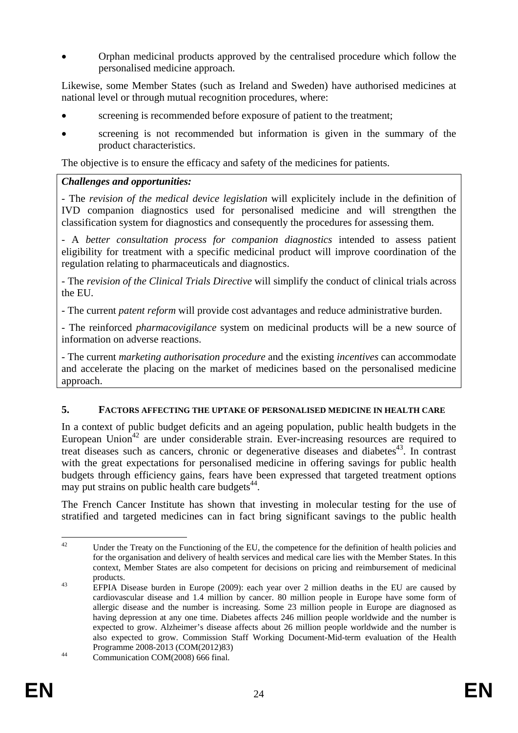- Orphan medicinal products approved by the centralised procedure which follow the personalised medicine approach.

Likewise, some Member States (such as Ireland and Sweden) have authorised medicines at national level or through mutual recognition procedures, where:

- screening is recommended before exposure of patient to the treatment;
- screening is not recommended but information is given in the summary of the product characteristics.

The objective is to ensure the efficacy and safety of the medicines for patients.

***Challenges and opportunities:***

- The *revision of the medical device legislation* will explicitely include in the definition of IVD companion diagnostics used for personalised medicine and will strengthen the classification system for diagnostics and consequently the procedures for assessing them.

- A *better consultation process for companion diagnostics* intended to assess patient eligibility for treatment with a specific medicinal product will improve coordination of the regulation relating to pharmaceuticals and diagnostics.

- The *revision of the Clinical Trials Directive* will simplify the conduct of clinical trials across the EU.

- The current *patent reform* will provide cost advantages and reduce administrative burden.

- The reinforced *pharmacovigilance* system on medicinal products will be a new source of information on adverse reactions.

- The current *marketing authorisation procedure* and the existing *incentives* can accommodate and accelerate the placing on the market of medicines based on the personalised medicine approach.

## 5. FACTORS AFFECTING THE UPTAKE OF PERSONALISED MEDICINE IN HEALTH CARE

In a context of public budget deficits and an ageing population, public health budgets in the European Union[42] are under considerable strain. Ever-increasing resources are required to treat diseases such as cancers, chronic or degenerative diseases and diabetes[43]. In contrast with the great expectations for personalised medicine in offering savings for public health budgets through efficiency gains, fears have been expressed that targeted treatment options may put strains on public health care budgets[44].

The French Cancer Institute has shown that investing in molecular testing for the use of stratified and targeted medicines can in fact bring significant savings to the public health

---

[42] Under the Treaty on the Functioning of the EU, the competence for the definition of health policies and for the organisation and delivery of health services and medical care lies with the Member States. In this context, Member States are also competent for decisions on pricing and reimbursement of medicinal products.

[43] EFPIA Disease burden in Europe (2009): each year over 2 million deaths in the EU are caused by cardiovascular disease and 1.4 million by cancer. 80 million people in Europe have some form of allergic disease and the number is increasing. Some 23 million people in Europe are diagnosed as having depression at any one time. Diabetes affects 246 million people worldwide and the number is expected to grow. Alzheimer's disease affects about 26 million people worldwide and the number is also expected to grow. Commission Staff Working Document-Mid-term evaluation of the Health Programme 2008-2013 (COM(2012)83)

[44] Communication COM(2008) 666 final.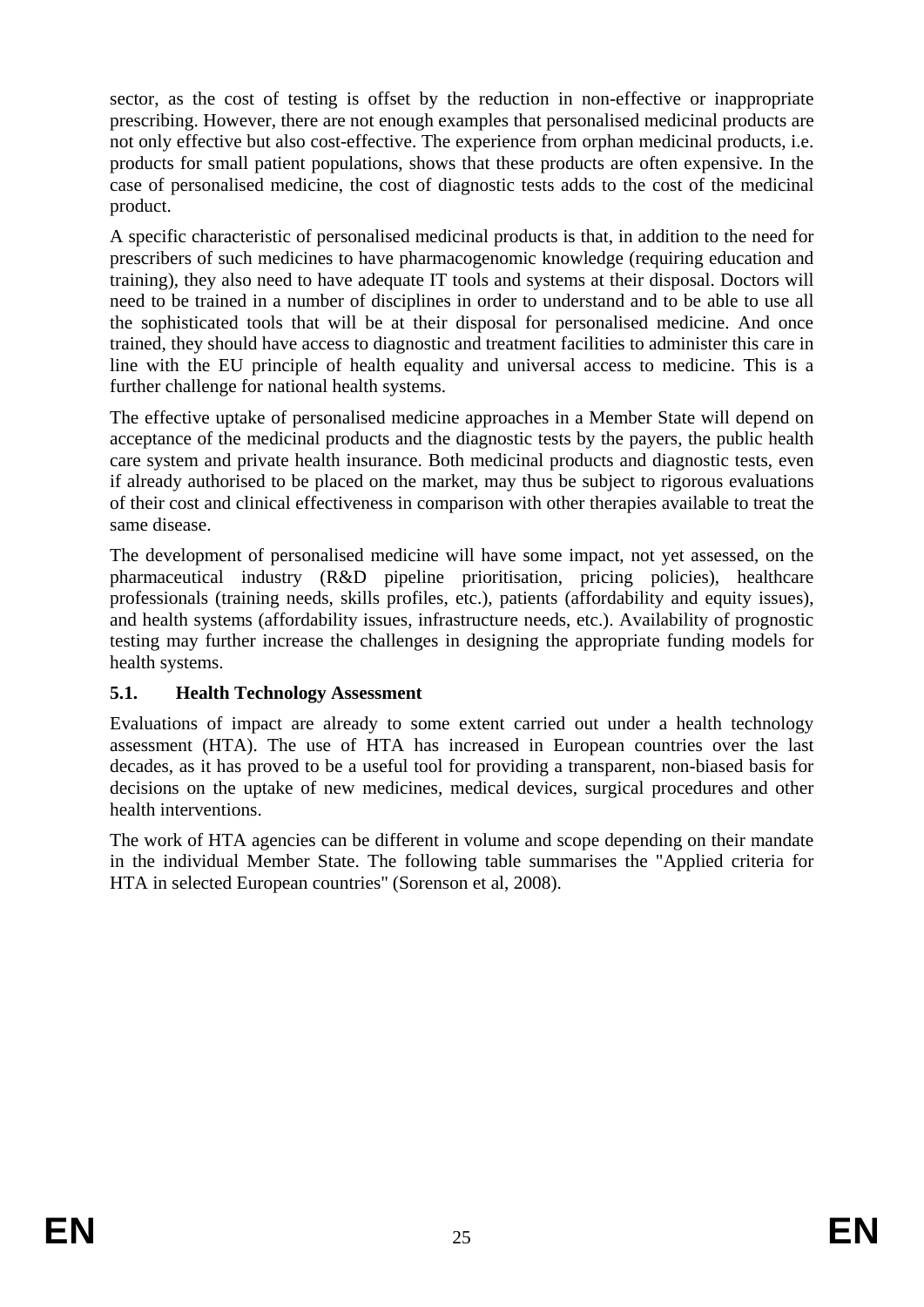sector, as the cost of testing is offset by the reduction in non-effective or inappropriate prescribing. However, there are not enough examples that personalised medicinal products are not only effective but also cost-effective. The experience from orphan medicinal products, i.e. products for small patient populations, shows that these products are often expensive. In the case of personalised medicine, the cost of diagnostic tests adds to the cost of the medicinal product.

A specific characteristic of personalised medicinal products is that, in addition to the need for prescribers of such medicines to have pharmacogenomic knowledge (requiring education and training), they also need to have adequate IT tools and systems at their disposal. Doctors will need to be trained in a number of disciplines in order to understand and to be able to use all the sophisticated tools that will be at their disposal for personalised medicine. And once trained, they should have access to diagnostic and treatment facilities to administer this care in line with the EU principle of health equality and universal access to medicine. This is a further challenge for national health systems.

The effective uptake of personalised medicine approaches in a Member State will depend on acceptance of the medicinal products and the diagnostic tests by the payers, the public health care system and private health insurance. Both medicinal products and diagnostic tests, even if already authorised to be placed on the market, may thus be subject to rigorous evaluations of their cost and clinical effectiveness in comparison with other therapies available to treat the same disease.

The development of personalised medicine will have some impact, not yet assessed, on the pharmaceutical industry (R&D pipeline prioritisation, pricing policies), healthcare professionals (training needs, skills profiles, etc.), patients (affordability and equity issues), and health systems (affordability issues, infrastructure needs, etc.). Availability of prognostic testing may further increase the challenges in designing the appropriate funding models for health systems.

### 5.1. Health Technology Assessment

Evaluations of impact are already to some extent carried out under a health technology assessment (HTA). The use of HTA has increased in European countries over the last decades, as it has proved to be a useful tool for providing a transparent, non-biased basis for decisions on the uptake of new medicines, medical devices, surgical procedures and other health interventions.

The work of HTA agencies can be different in volume and scope depending on their mandate in the individual Member State. The following table summarises the "Applied criteria for HTA in selected European countries" (Sorenson et al, 2008).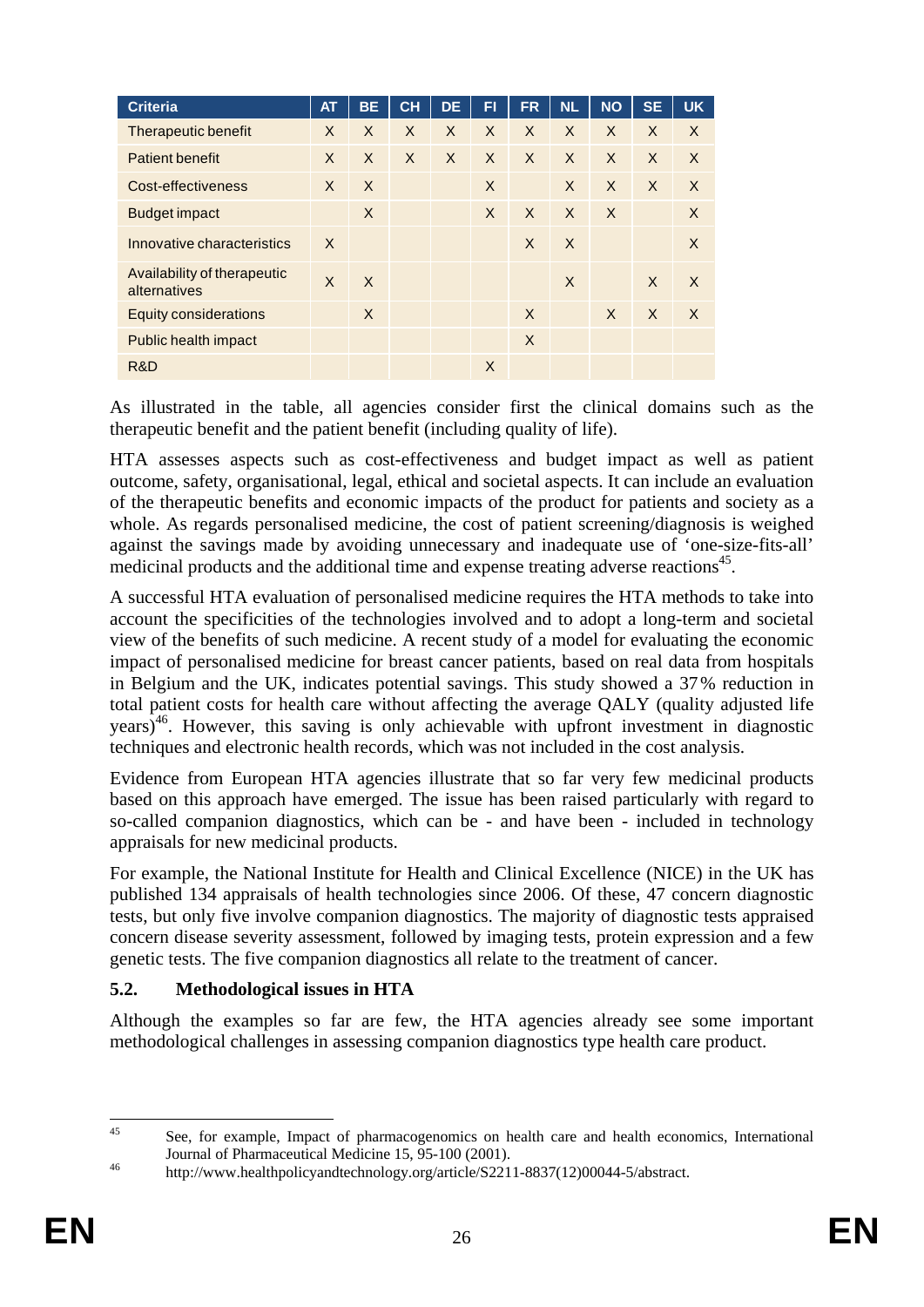| Criteria | AT | BE | CH | DE | FI | FR | NL | NO | SE | UK |
|---|---|---|---|---|---|---|---|---|---|---|
| Therapeutic benefit | X | X | X | X | X | X | X | X | X | X |
| Patient benefit | X | X | X | X | X | X | X | X | X | X |
| Cost-effectiveness | X | X | | | X | | X | X | X | X |
| Budget impact | | X | | | X | X | X | X | | X |
| Innovative characteristics | X | | | | | X | X | | | X |
| Availability of therapeutic alternatives | X | X | | | | | X | | X | X |
| Equity considerations | | X | | | | X | | X | X | X |
| Public health impact | | | | | | X | | | | |
| R&D | | | | | X | | | | | |

As illustrated in the table, all agencies consider first the clinical domains such as the therapeutic benefit and the patient benefit (including quality of life).

HTA assesses aspects such as cost-effectiveness and budget impact as well as patient outcome, safety, organisational, legal, ethical and societal aspects. It can include an evaluation of the therapeutic benefits and economic impacts of the product for patients and society as a whole. As regards personalised medicine, the cost of patient screening/diagnosis is weighed against the savings made by avoiding unnecessary and inadequate use of 'one-size-fits-all' medicinal products and the additional time and expense treating adverse reactions[45].

A successful HTA evaluation of personalised medicine requires the HTA methods to take into account the specificities of the technologies involved and to adopt a long-term and societal view of the benefits of such medicine. A recent study of a model for evaluating the economic impact of personalised medicine for breast cancer patients, based on real data from hospitals in Belgium and the UK, indicates potential savings. This study showed a 37% reduction in total patient costs for health care without affecting the average QALY (quality adjusted life years)[46]. However, this saving is only achievable with upfront investment in diagnostic techniques and electronic health records, which was not included in the cost analysis.

Evidence from European HTA agencies illustrate that so far very few medicinal products based on this approach have emerged. The issue has been raised particularly with regard to so-called companion diagnostics, which can be - and have been - included in technology appraisals for new medicinal products.

For example, the National Institute for Health and Clinical Excellence (NICE) in the UK has published 134 appraisals of health technologies since 2006. Of these, 47 concern diagnostic tests, but only five involve companion diagnostics. The majority of diagnostic tests appraised concern disease severity assessment, followed by imaging tests, protein expression and a few genetic tests. The five companion diagnostics all relate to the treatment of cancer.

### 5.2. Methodological issues in HTA

Although the examples so far are few, the HTA agencies already see some important methodological challenges in assessing companion diagnostics type health care product.

---

[45] See, for example, Impact of pharmacogenomics on health care and health economics, International Journal of Pharmaceutical Medicine 15, 95-100 (2001).

[46] http://www.healthpolicyandtechnology.org/article/S2211-8837(12)00044-5/abstract.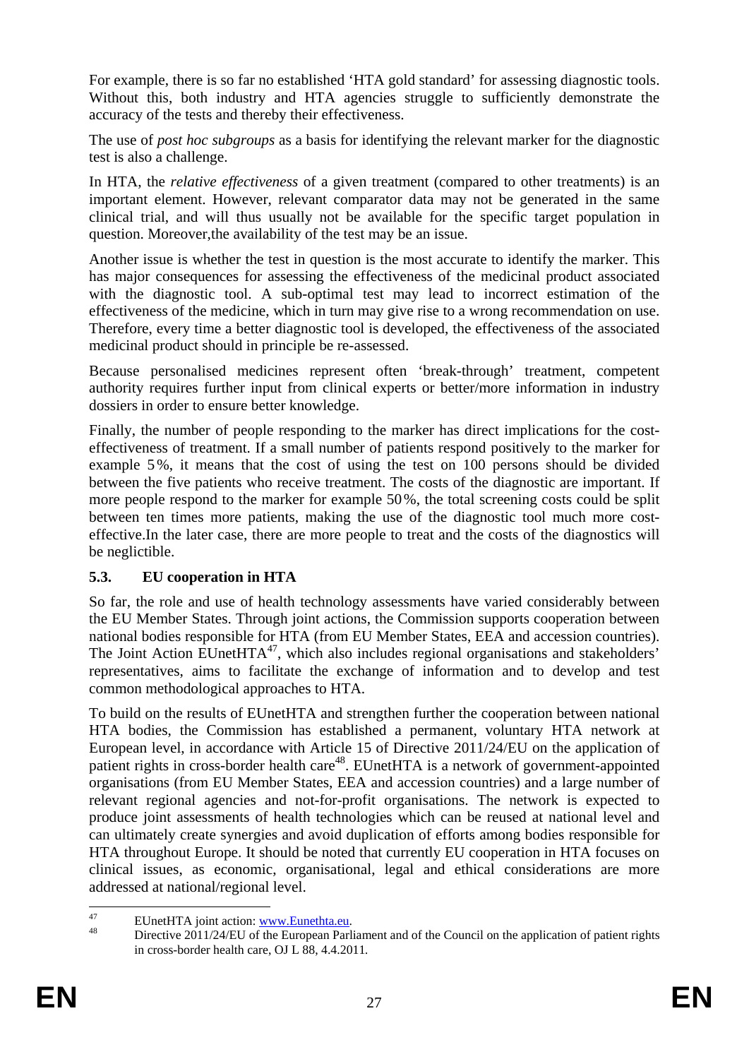For example, there is so far no established 'HTA gold standard' for assessing diagnostic tools. Without this, both industry and HTA agencies struggle to sufficiently demonstrate the accuracy of the tests and thereby their effectiveness.

The use of *post hoc subgroups* as a basis for identifying the relevant marker for the diagnostic test is also a challenge.

In HTA, the *relative effectiveness* of a given treatment (compared to other treatments) is an important element. However, relevant comparator data may not be generated in the same clinical trial, and will thus usually not be available for the specific target population in question. Moreover,the availability of the test may be an issue.

Another issue is whether the test in question is the most accurate to identify the marker. This has major consequences for assessing the effectiveness of the medicinal product associated with the diagnostic tool. A sub-optimal test may lead to incorrect estimation of the effectiveness of the medicine, which in turn may give rise to a wrong recommendation on use. Therefore, every time a better diagnostic tool is developed, the effectiveness of the associated medicinal product should in principle be re-assessed.

Because personalised medicines represent often 'break-through' treatment, competent authority requires further input from clinical experts or better/more information in industry dossiers in order to ensure better knowledge.

Finally, the number of people responding to the marker has direct implications for the cost-effectiveness of treatment. If a small number of patients respond positively to the marker for example 5%, it means that the cost of using the test on 100 persons should be divided between the five patients who receive treatment. The costs of the diagnostic are important. If more people respond to the marker for example 50%, the total screening costs could be split between ten times more patients, making the use of the diagnostic tool much more cost-effective.In the later case, there are more people to treat and the costs of the diagnostics will be neglictible.

### 5.3. EU cooperation in HTA

So far, the role and use of health technology assessments have varied considerably between the EU Member States. Through joint actions, the Commission supports cooperation between national bodies responsible for HTA (from EU Member States, EEA and accession countries). The Joint Action EUnetHTA[47], which also includes regional organisations and stakeholders' representatives, aims to facilitate the exchange of information and to develop and test common methodological approaches to HTA.

To build on the results of EUnetHTA and strengthen further the cooperation between national HTA bodies, the Commission has established a permanent, voluntary HTA network at European level, in accordance with Article 15 of Directive 2011/24/EU on the application of patient rights in cross-border health care[48]. EUnetHTA is a network of government-appointed organisations (from EU Member States, EEA and accession countries) and a large number of relevant regional agencies and not-for-profit organisations. The network is expected to produce joint assessments of health technologies which can be reused at national level and can ultimately create synergies and avoid duplication of efforts among bodies responsible for HTA throughout Europe. It should be noted that currently EU cooperation in HTA focuses on clinical issues, as economic, organisational, legal and ethical considerations are more addressed at national/regional level.

---

[47] EUnetHTA joint action: www.Eunethta.eu.

[48] Directive 2011/24/EU of the European Parliament and of the Council on the application of patient rights in cross-border health care, OJ L 88, 4.4.2011.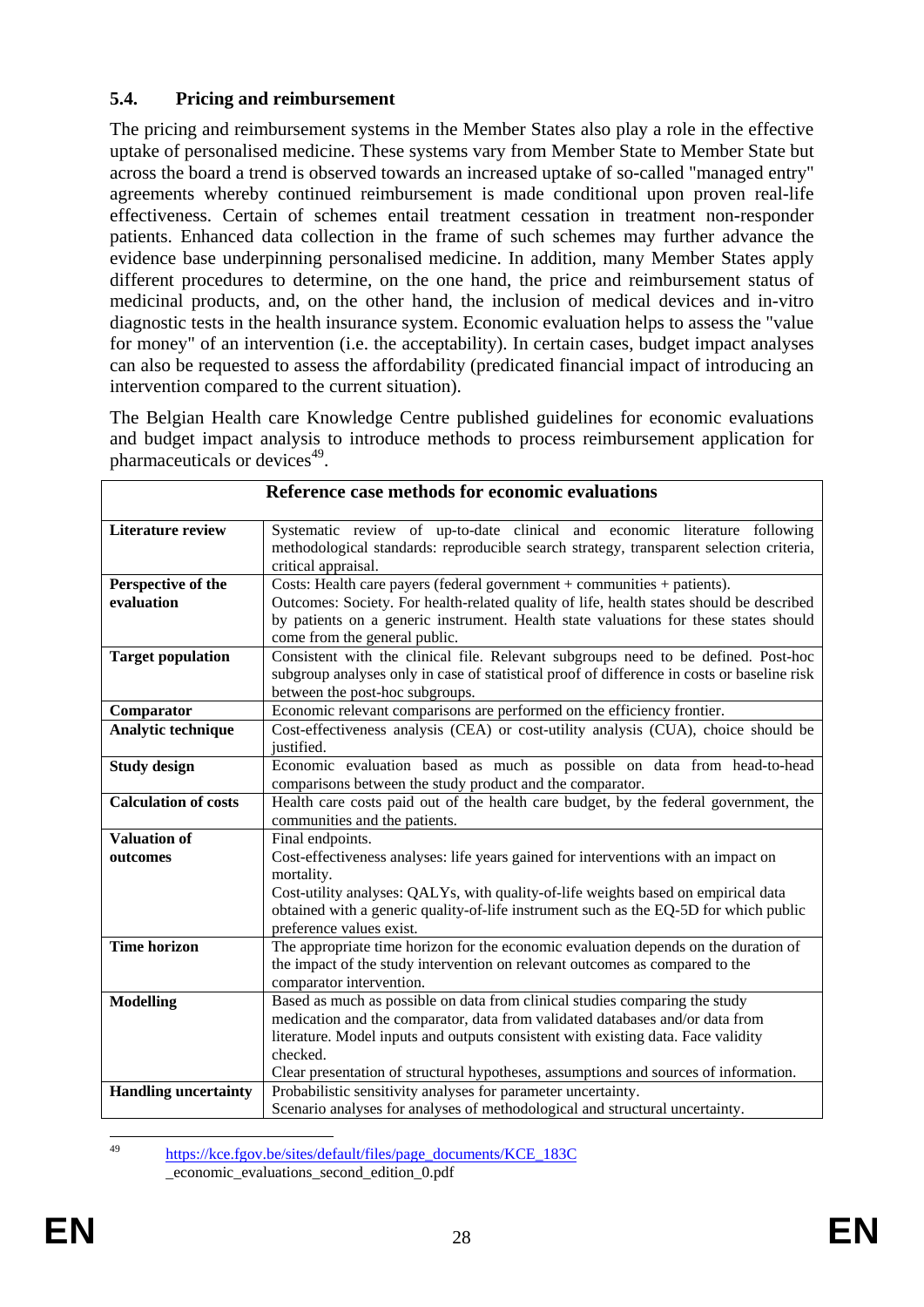### 5.4. Pricing and reimbursement

The pricing and reimbursement systems in the Member States also play a role in the effective uptake of personalised medicine. These systems vary from Member State to Member State but across the board a trend is observed towards an increased uptake of so-called "managed entry" agreements whereby continued reimbursement is made conditional upon proven real-life effectiveness. Certain of schemes entail treatment cessation in treatment non-responder patients. Enhanced data collection in the frame of such schemes may further advance the evidence base underpinning personalised medicine. In addition, many Member States apply different procedures to determine, on the one hand, the price and reimbursement status of medicinal products, and, on the other hand, the inclusion of medical devices and in-vitro diagnostic tests in the health insurance system. Economic evaluation helps to assess the "value for money" of an intervention (i.e. the acceptability). In certain cases, budget impact analyses can also be requested to assess the affordability (predicated financial impact of introducing an intervention compared to the current situation).

The Belgian Health care Knowledge Centre published guidelines for economic evaluations and budget impact analysis to introduce methods to process reimbursement application for pharmaceuticals or devices[49].

| Reference case methods for economic evaluations | |
|---|---|
| **Literature review** | Systematic review of up-to-date clinical and economic literature following methodological standards: reproducible search strategy, transparent selection criteria, critical appraisal. |
| **Perspective of the evaluation** | Costs: Health care payers (federal government + communities + patients).<br>Outcomes: Society. For health-related quality of life, health states should be described by patients on a generic instrument. Health state valuations for these states should come from the general public. |
| **Target population** | Consistent with the clinical file. Relevant subgroups need to be defined. Post-hoc subgroup analyses only in case of statistical proof of difference in costs or baseline risk between the post-hoc subgroups. |
| **Comparator** | Economic relevant comparisons are performed on the efficiency frontier. |
| **Analytic technique** | Cost-effectiveness analysis (CEA) or cost-utility analysis (CUA), choice should be justified. |
| **Study design** | Economic evaluation based as much as possible on data from head-to-head comparisons between the study product and the comparator. |
| **Calculation of costs** | Health care costs paid out of the health care budget, by the federal government, the communities and the patients. |
| **Valuation of outcomes** | Final endpoints.<br>Cost-effectiveness analyses: life years gained for interventions with an impact on mortality.<br>Cost-utility analyses: QALYs, with quality-of-life weights based on empirical data obtained with a generic quality-of-life instrument such as the EQ-5D for which public preference values exist. |
| **Time horizon** | The appropriate time horizon for the economic evaluation depends on the duration of the impact of the study intervention on relevant outcomes as compared to the comparator intervention. |
| **Modelling** | Based as much as possible on data from clinical studies comparing the study medication and the comparator, data from validated databases and/or data from literature. Model inputs and outputs consistent with existing data. Face validity checked.<br>Clear presentation of structural hypotheses, assumptions and sources of information. |
| **Handling uncertainty** | Probabilistic sensitivity analyses for parameter uncertainty.<br>Scenario analyses for analyses of methodological and structural uncertainty. |

[49] https://kce.fgov.be/sites/default/files/page_documents/KCE_183C_economic_evaluations_second_edition_0.pdf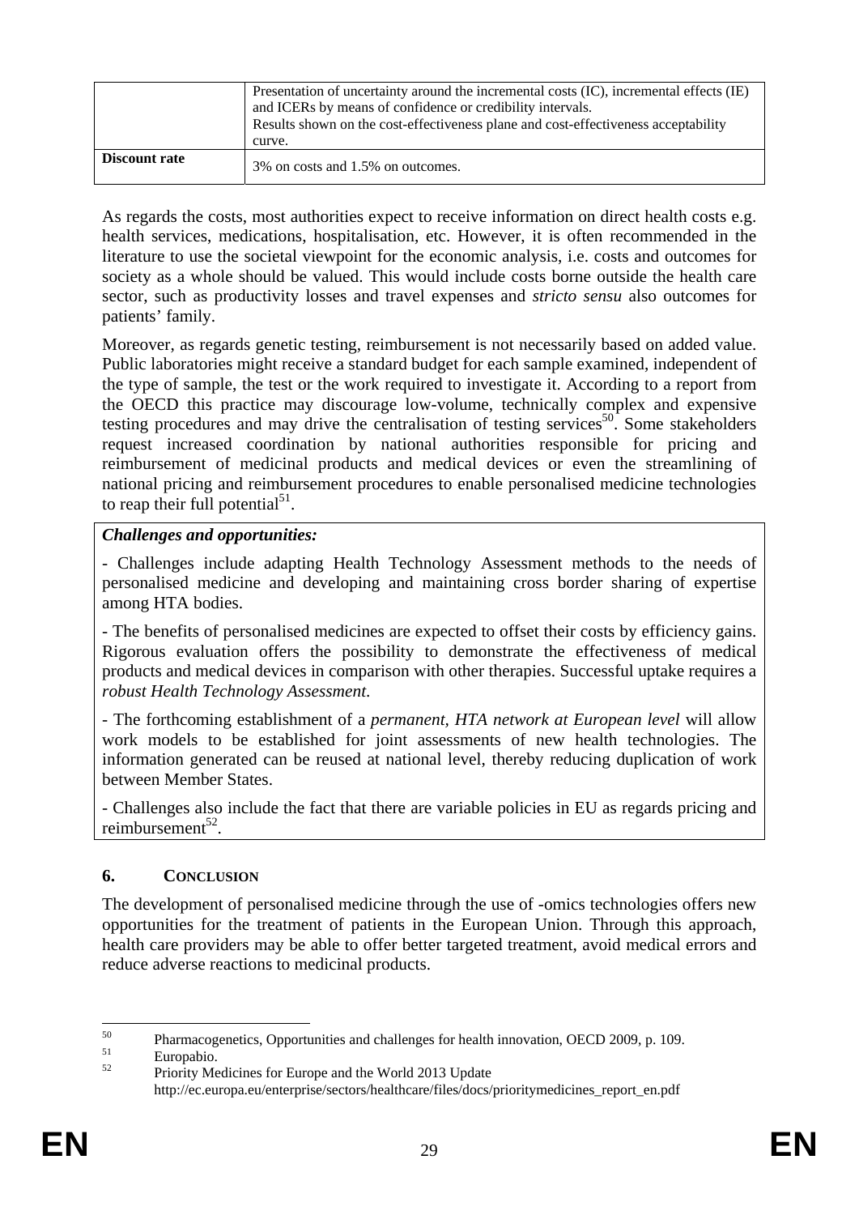| | |
|---|---|
| | Presentation of uncertainty around the incremental costs (IC), incremental effects (IE) and ICERs by means of confidence or credibility intervals.<br>Results shown on the cost-effectiveness plane and cost-effectiveness acceptability curve. |
| **Discount rate** | 3% on costs and 1.5% on outcomes. |

As regards the costs, most authorities expect to receive information on direct health costs e.g. health services, medications, hospitalisation, etc. However, it is often recommended in the literature to use the societal viewpoint for the economic analysis, i.e. costs and outcomes for society as a whole should be valued. This would include costs borne outside the health care sector, such as productivity losses and travel expenses and *stricto sensu* also outcomes for patients' family.

Moreover, as regards genetic testing, reimbursement is not necessarily based on added value. Public laboratories might receive a standard budget for each sample examined, independent of the type of sample, the test or the work required to investigate it. According to a report from the OECD this practice may discourage low-volume, technically complex and expensive testing procedures and may drive the centralisation of testing services[50]. Some stakeholders request increased coordination by national authorities responsible for pricing and reimbursement of medicinal products and medical devices or even the streamlining of national pricing and reimbursement procedures to enable personalised medicine technologies to reap their full potential[51].

***Challenges and opportunities:***

- Challenges include adapting Health Technology Assessment methods to the needs of personalised medicine and developing and maintaining cross border sharing of expertise among HTA bodies.

- The benefits of personalised medicines are expected to offset their costs by efficiency gains. Rigorous evaluation offers the possibility to demonstrate the effectiveness of medical products and medical devices in comparison with other therapies. Successful uptake requires a *robust Health Technology Assessment*.

- The forthcoming establishment of a *permanent, HTA network at European level* will allow work models to be established for joint assessments of new health technologies. The information generated can be reused at national level, thereby reducing duplication of work between Member States.

- Challenges also include the fact that there are variable policies in EU as regards pricing and reimbursement[52].

## 6. CONCLUSION

The development of personalised medicine through the use of -omics technologies offers new opportunities for the treatment of patients in the European Union. Through this approach, health care providers may be able to offer better targeted treatment, avoid medical errors and reduce adverse reactions to medicinal products.

---

[50] Pharmacogenetics, Opportunities and challenges for health innovation, OECD 2009, p. 109.

[51] Europabio.

[52] Priority Medicines for Europe and the World 2013 Update http://ec.europa.eu/enterprise/sectors/healthcare/files/docs/prioritymedicines_report_en.pdf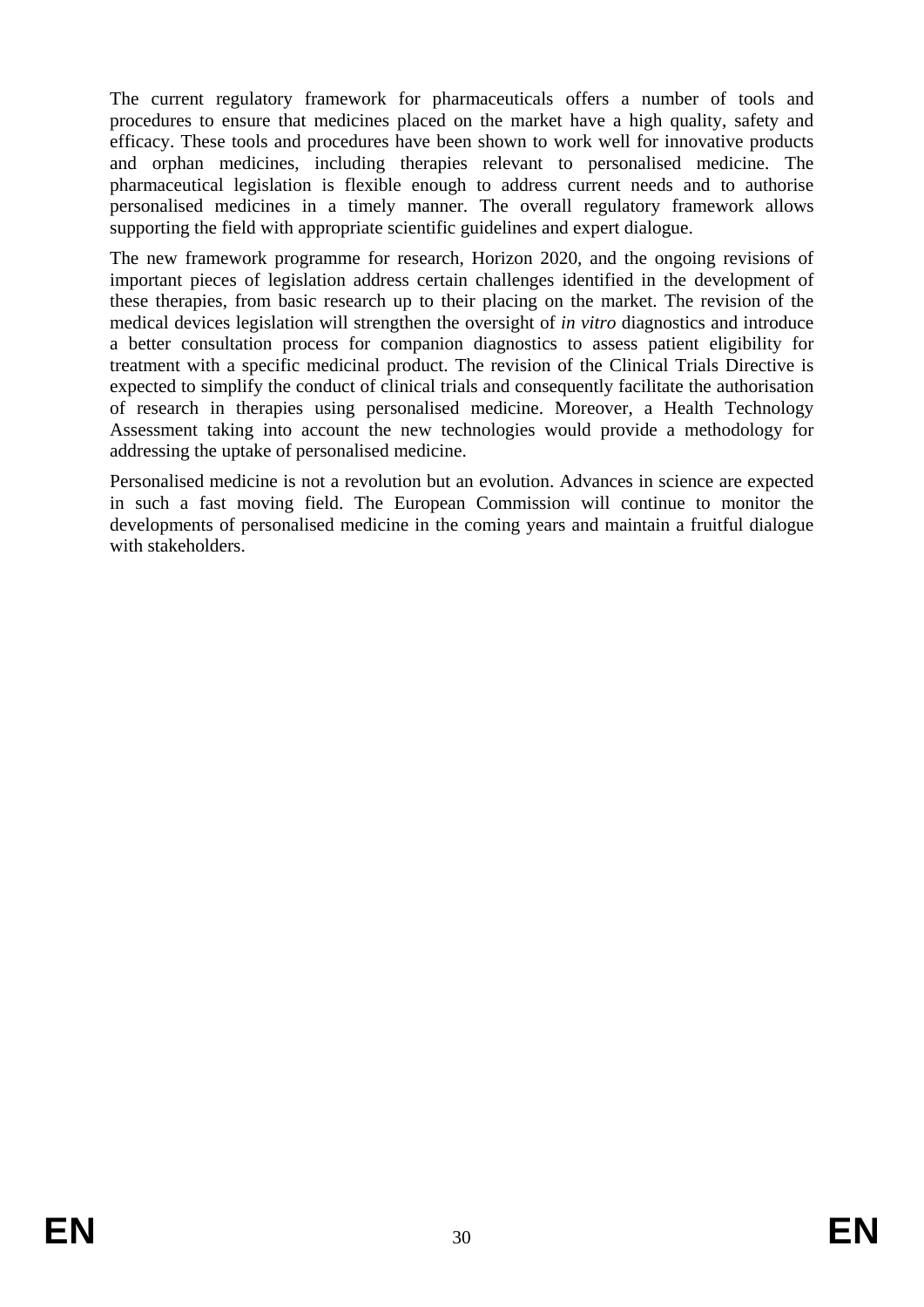The current regulatory framework for pharmaceuticals offers a number of tools and procedures to ensure that medicines placed on the market have a high quality, safety and efficacy. These tools and procedures have been shown to work well for innovative products and orphan medicines, including therapies relevant to personalised medicine. The pharmaceutical legislation is flexible enough to address current needs and to authorise personalised medicines in a timely manner. The overall regulatory framework allows supporting the field with appropriate scientific guidelines and expert dialogue.

The new framework programme for research, Horizon 2020, and the ongoing revisions of important pieces of legislation address certain challenges identified in the development of these therapies, from basic research up to their placing on the market. The revision of the medical devices legislation will strengthen the oversight of *in vitro* diagnostics and introduce a better consultation process for companion diagnostics to assess patient eligibility for treatment with a specific medicinal product. The revision of the Clinical Trials Directive is expected to simplify the conduct of clinical trials and consequently facilitate the authorisation of research in therapies using personalised medicine. Moreover, a Health Technology Assessment taking into account the new technologies would provide a methodology for addressing the uptake of personalised medicine.

Personalised medicine is not a revolution but an evolution. Advances in science are expected in such a fast moving field. The European Commission will continue to monitor the developments of personalised medicine in the coming years and maintain a fruitful dialogue with stakeholders.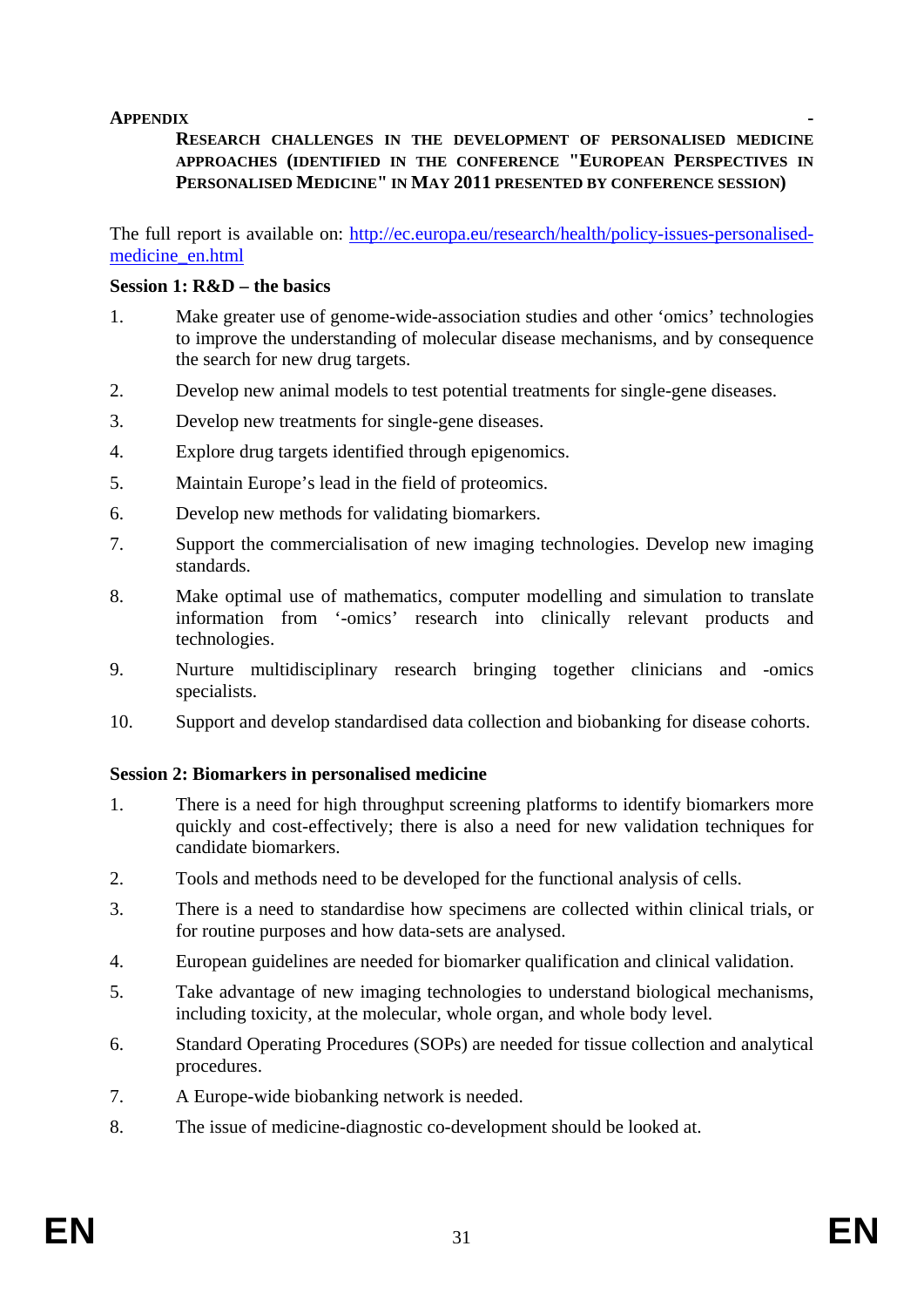**APPENDIX -**

**RESEARCH CHALLENGES IN THE DEVELOPMENT OF PERSONALISED MEDICINE APPROACHES (IDENTIFIED IN THE CONFERENCE "EUROPEAN PERSPECTIVES IN PERSONALISED MEDICINE" IN MAY 2011 PRESENTED BY CONFERENCE SESSION)**

The full report is available on: [http://ec.europa.eu/research/health/policy-issues-personalised-medicine_en.html](http://ec.europa.eu/research/health/policy-issues-personalised-medicine_en.html)

**Session 1: R&D – the basics**

1. Make greater use of genome-wide-association studies and other 'omics' technologies to improve the understanding of molecular disease mechanisms, and by consequence the search for new drug targets.
2. Develop new animal models to test potential treatments for single-gene diseases.
3. Develop new treatments for single-gene diseases.
4. Explore drug targets identified through epigenomics.
5. Maintain Europe's lead in the field of proteomics.
6. Develop new methods for validating biomarkers.
7. Support the commercialisation of new imaging technologies. Develop new imaging standards.
8. Make optimal use of mathematics, computer modelling and simulation to translate information from '-omics' research into clinically relevant products and technologies.
9. Nurture multidisciplinary research bringing together clinicians and -omics specialists.
10. Support and develop standardised data collection and biobanking for disease cohorts.

**Session 2: Biomarkers in personalised medicine**

1. There is a need for high throughput screening platforms to identify biomarkers more quickly and cost-effectively; there is also a need for new validation techniques for candidate biomarkers.
2. Tools and methods need to be developed for the functional analysis of cells.
3. There is a need to standardise how specimens are collected within clinical trials, or for routine purposes and how data-sets are analysed.
4. European guidelines are needed for biomarker qualification and clinical validation.
5. Take advantage of new imaging technologies to understand biological mechanisms, including toxicity, at the molecular, whole organ, and whole body level.
6. Standard Operating Procedures (SOPs) are needed for tissue collection and analytical procedures.
7. A Europe-wide biobanking network is needed.
8. The issue of medicine-diagnostic co-development should be looked at.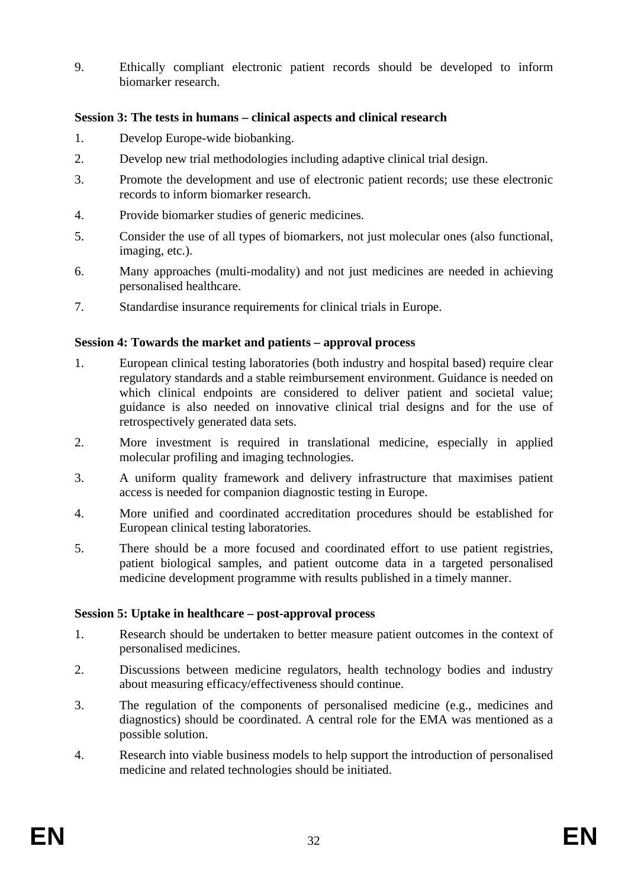9. Ethically compliant electronic patient records should be developed to inform biomarker research.

**Session 3: The tests in humans – clinical aspects and clinical research**

1. Develop Europe-wide biobanking.
2. Develop new trial methodologies including adaptive clinical trial design.
3. Promote the development and use of electronic patient records; use these electronic records to inform biomarker research.
4. Provide biomarker studies of generic medicines.
5. Consider the use of all types of biomarkers, not just molecular ones (also functional, imaging, etc.).
6. Many approaches (multi-modality) and not just medicines are needed in achieving personalised healthcare.
7. Standardise insurance requirements for clinical trials in Europe.

**Session 4: Towards the market and patients – approval process**

1. European clinical testing laboratories (both industry and hospital based) require clear regulatory standards and a stable reimbursement environment. Guidance is needed on which clinical endpoints are considered to deliver patient and societal value; guidance is also needed on innovative clinical trial designs and for the use of retrospectively generated data sets.
2. More investment is required in translational medicine, especially in applied molecular profiling and imaging technologies.
3. A uniform quality framework and delivery infrastructure that maximises patient access is needed for companion diagnostic testing in Europe.
4. More unified and coordinated accreditation procedures should be established for European clinical testing laboratories.
5. There should be a more focused and coordinated effort to use patient registries, patient biological samples, and patient outcome data in a targeted personalised medicine development programme with results published in a timely manner.

**Session 5: Uptake in healthcare – post-approval process**

1. Research should be undertaken to better measure patient outcomes in the context of personalised medicines.
2. Discussions between medicine regulators, health technology bodies and industry about measuring efficacy/effectiveness should continue.
3. The regulation of the components of personalised medicine (e.g., medicines and diagnostics) should be coordinated. A central role for the EMA was mentioned as a possible solution.
4. Research into viable business models to help support the introduction of personalised medicine and related technologies should be initiated.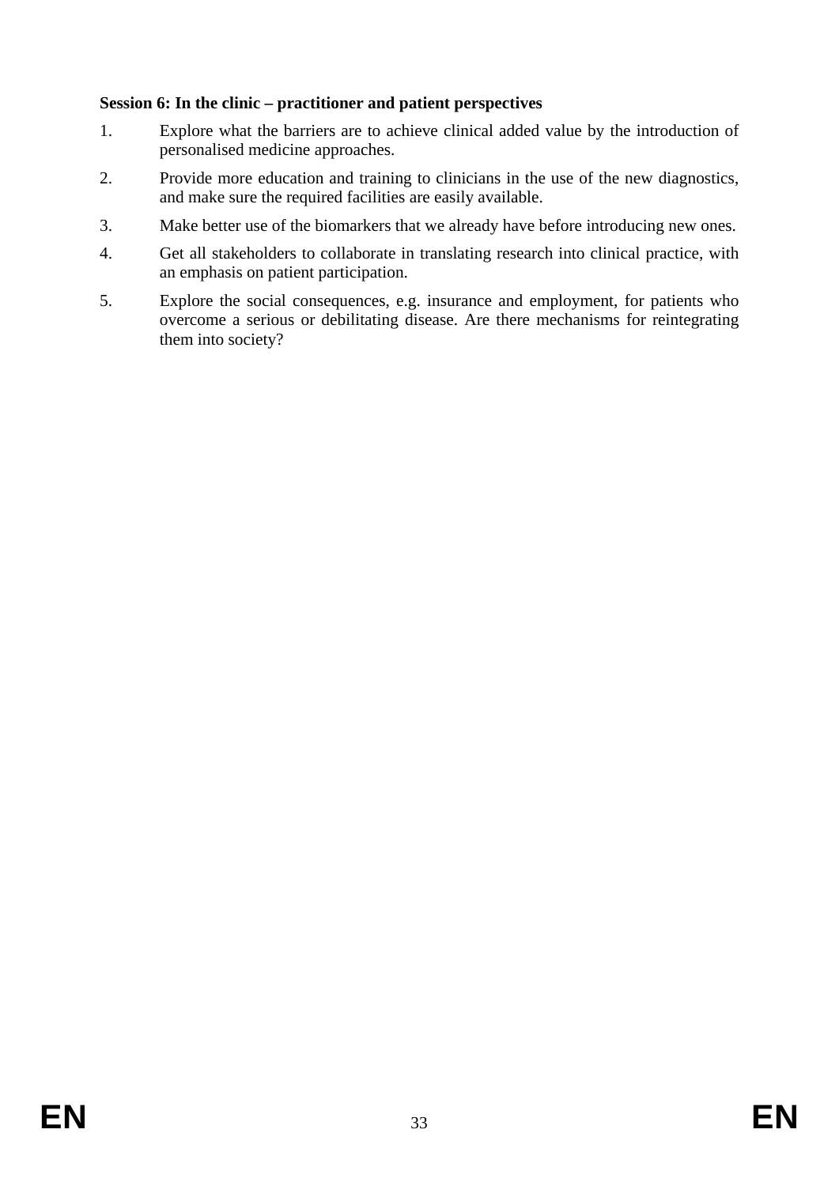**Session 6: In the clinic – practitioner and patient perspectives**

1. Explore what the barriers are to achieve clinical added value by the introduction of personalised medicine approaches.
2. Provide more education and training to clinicians in the use of the new diagnostics, and make sure the required facilities are easily available.
3. Make better use of the biomarkers that we already have before introducing new ones.
4. Get all stakeholders to collaborate in translating research into clinical practice, with an emphasis on patient participation.
5. Explore the social consequences, e.g. insurance and employment, for patients who overcome a serious or debilitating disease. Are there mechanisms for reintegrating them into society?